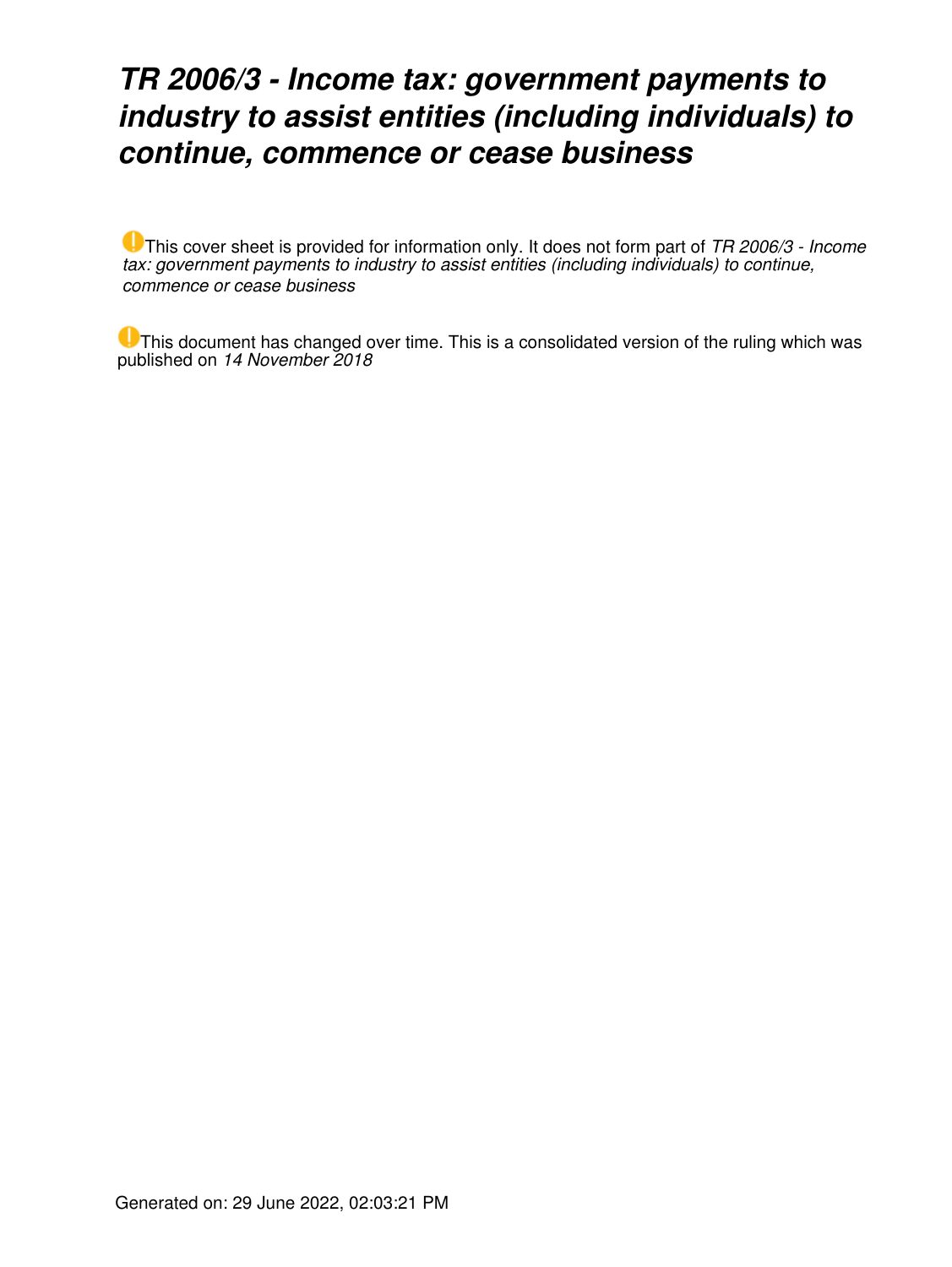# *TR 2006/3 - Income tax: government payments to industry to assist entities (including individuals) to continue, commence or cease business*

This cover sheet is provided for information only. It does not form part of *TR 2006/3 - Income tax: government payments to industry to assist entities (including individuals) to continue, commence or cease business*

This document has changed over time. This is a consolidated version of the ruling which was published on *14 November 2018*

Generated on: 29 June 2022, 02:03:21 PM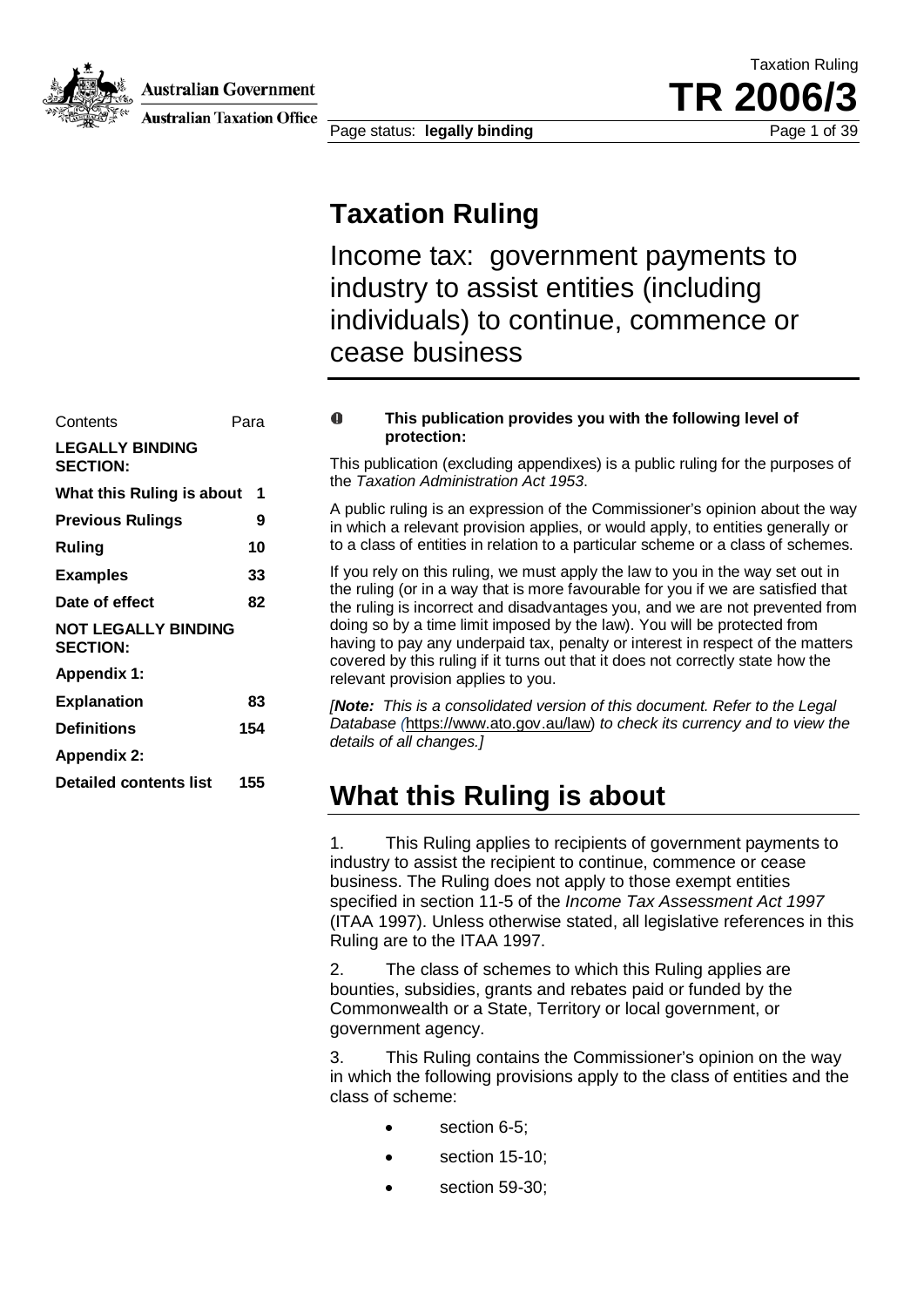# Taxation Ruling

Income tax: government payments to industry to assist entities (including individuals) to continue, commence or cease business

| Contents | Para |
|---|---|
| **LEGALLY BINDING SECTION:** | |
| **What this Ruling is about** | **1** |
| **Previous Rulings** | **9** |
| **Ruling** | **10** |
| **Examples** | **33** |
| **Date of effect** | **82** |
| **NOT LEGALLY BINDING SECTION:** | |
| **Appendix 1:** | |
| **Explanation** | **83** |
| **Definitions** | **154** |
| **Appendix 2:** | |
| **Detailed contents list** | **155** |

**This publication provides you with the following level of protection:**

This publication (excluding appendixes) is a public ruling for the purposes of the *Taxation Administration Act 1953*.

A public ruling is an expression of the Commissioner's opinion about the way in which a relevant provision applies, or would apply, to entities generally or to a class of entities in relation to a particular scheme or a class of schemes.

If you rely on this ruling, we must apply the law to you in the way set out in the ruling (or in a way that is more favourable for you if we are satisfied that the ruling is incorrect and disadvantages you, and we are not prevented from doing so by a time limit imposed by the law). You will be protected from having to pay any underpaid tax, penalty or interest in respect of the matters covered by this ruling if it turns out that it does not correctly state how the relevant provision applies to you.

*[**Note:** This is a consolidated version of this document. Refer to the Legal Database (https://www.ato.gov.au/law) to check its currency and to view the details of all changes.]*

## What this Ruling is about

1. This Ruling applies to recipients of government payments to industry to assist the recipient to continue, commence or cease business. The Ruling does not apply to those exempt entities specified in section 11-5 of the *Income Tax Assessment Act 1997* (ITAA 1997). Unless otherwise stated, all legislative references in this Ruling are to the ITAA 1997.

2. The class of schemes to which this Ruling applies are bounties, subsidies, grants and rebates paid or funded by the Commonwealth or a State, Territory or local government, or government agency.

3. This Ruling contains the Commissioner's opinion on the way in which the following provisions apply to the class of entities and the class of scheme:

- section 6-5;
- section 15-10;
- section 59-30;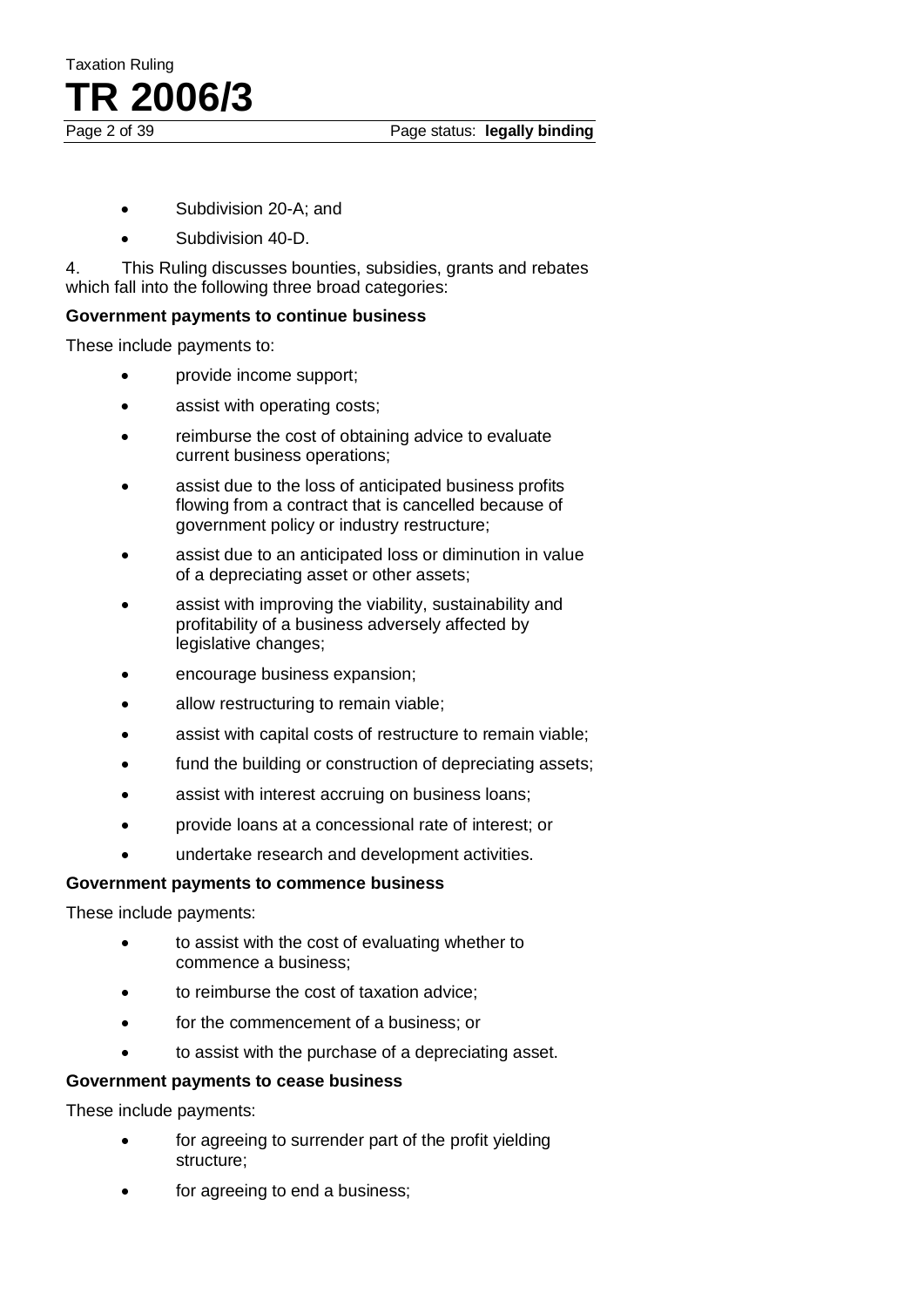- Subdivision 20-A; and
- Subdivision 40-D.

4. This Ruling discusses bounties, subsidies, grants and rebates which fall into the following three broad categories:

**Government payments to continue business**

These include payments to:

- provide income support;
- assist with operating costs;
- reimburse the cost of obtaining advice to evaluate current business operations;
- assist due to the loss of anticipated business profits flowing from a contract that is cancelled because of government policy or industry restructure;
- assist due to an anticipated loss or diminution in value of a depreciating asset or other assets;
- assist with improving the viability, sustainability and profitability of a business adversely affected by legislative changes;
- encourage business expansion;
- allow restructuring to remain viable;
- assist with capital costs of restructure to remain viable;
- fund the building or construction of depreciating assets;
- assist with interest accruing on business loans;
- provide loans at a concessional rate of interest; or
- undertake research and development activities.

**Government payments to commence business**

These include payments:

- to assist with the cost of evaluating whether to commence a business;
- to reimburse the cost of taxation advice;
- for the commencement of a business; or
- to assist with the purchase of a depreciating asset.

**Government payments to cease business**

These include payments:

- for agreeing to surrender part of the profit yielding structure;
- for agreeing to end a business;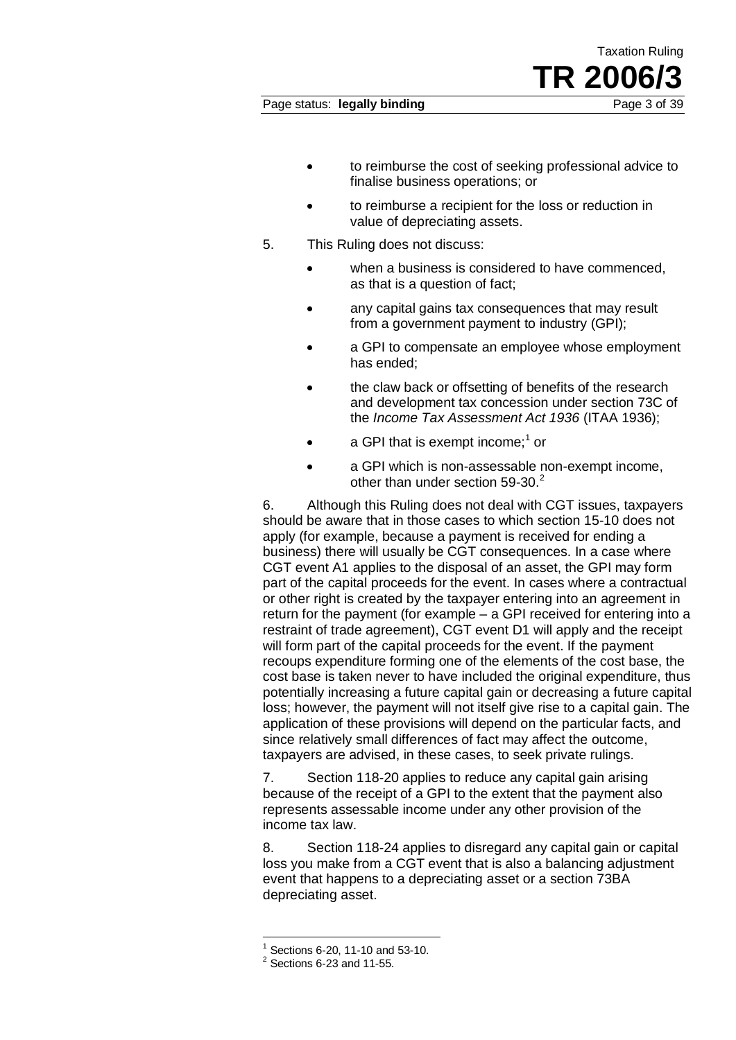- to reimburse the cost of seeking professional advice to finalise business operations; or
- to reimburse a recipient for the loss or reduction in value of depreciating assets.

5. This Ruling does not discuss:

- when a business is considered to have commenced, as that is a question of fact;
- any capital gains tax consequences that may result from a government payment to industry (GPI);
- a GPI to compensate an employee whose employment has ended;
- the claw back or offsetting of benefits of the research and development tax concession under section 73C of the *Income Tax Assessment Act 1936* (ITAA 1936);
- a GPI that is exempt income;[1] or
- a GPI which is non-assessable non-exempt income, other than under section 59-30.[2]

6. Although this Ruling does not deal with CGT issues, taxpayers should be aware that in those cases to which section 15-10 does not apply (for example, because a payment is received for ending a business) there will usually be CGT consequences. In a case where CGT event A1 applies to the disposal of an asset, the GPI may form part of the capital proceeds for the event. In cases where a contractual or other right is created by the taxpayer entering into an agreement in return for the payment (for example – a GPI received for entering into a restraint of trade agreement), CGT event D1 will apply and the receipt will form part of the capital proceeds for the event. If the payment recoups expenditure forming one of the elements of the cost base, the cost base is taken never to have included the original expenditure, thus potentially increasing a future capital gain or decreasing a future capital loss; however, the payment will not itself give rise to a capital gain. The application of these provisions will depend on the particular facts, and since relatively small differences of fact may affect the outcome, taxpayers are advised, in these cases, to seek private rulings.

7. Section 118-20 applies to reduce any capital gain arising because of the receipt of a GPI to the extent that the payment also represents assessable income under any other provision of the income tax law.

8. Section 118-24 applies to disregard any capital gain or capital loss you make from a CGT event that is also a balancing adjustment event that happens to a depreciating asset or a section 73BA depreciating asset.

---

[1] Sections 6-20, 11-10 and 53-10.

[2] Sections 6-23 and 11-55.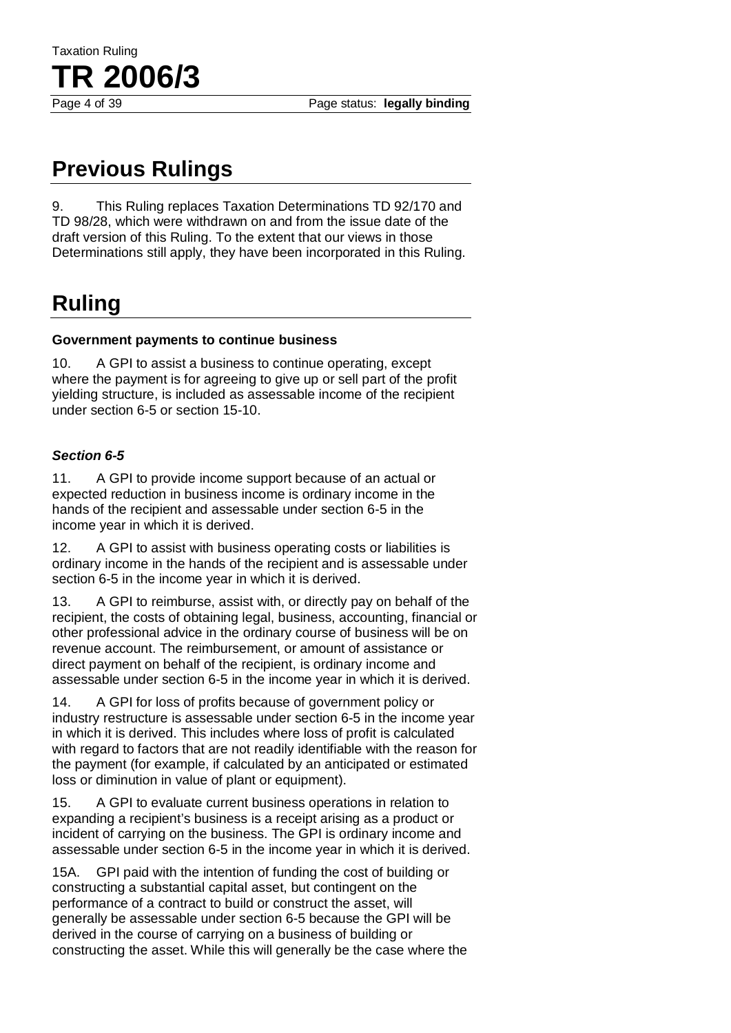## Previous Rulings

9. This Ruling replaces Taxation Determinations TD 92/170 and TD 98/28, which were withdrawn on and from the issue date of the draft version of this Ruling. To the extent that our views in those Determinations still apply, they have been incorporated in this Ruling.

## Ruling

**Government payments to continue business**

10. A GPI to assist a business to continue operating, except where the payment is for agreeing to give up or sell part of the profit yielding structure, is included as assessable income of the recipient under section 6-5 or section 15-10.

***Section 6-5***

11. A GPI to provide income support because of an actual or expected reduction in business income is ordinary income in the hands of the recipient and assessable under section 6-5 in the income year in which it is derived.

12. A GPI to assist with business operating costs or liabilities is ordinary income in the hands of the recipient and is assessable under section 6-5 in the income year in which it is derived.

13. A GPI to reimburse, assist with, or directly pay on behalf of the recipient, the costs of obtaining legal, business, accounting, financial or other professional advice in the ordinary course of business will be on revenue account. The reimbursement, or amount of assistance or direct payment on behalf of the recipient, is ordinary income and assessable under section 6-5 in the income year in which it is derived.

14. A GPI for loss of profits because of government policy or industry restructure is assessable under section 6-5 in the income year in which it is derived. This includes where loss of profit is calculated with regard to factors that are not readily identifiable with the reason for the payment (for example, if calculated by an anticipated or estimated loss or diminution in value of plant or equipment).

15. A GPI to evaluate current business operations in relation to expanding a recipient's business is a receipt arising as a product or incident of carrying on the business. The GPI is ordinary income and assessable under section 6-5 in the income year in which it is derived.

15A. GPI paid with the intention of funding the cost of building or constructing a substantial capital asset, but contingent on the performance of a contract to build or construct the asset, will generally be assessable under section 6-5 because the GPI will be derived in the course of carrying on a business of building or constructing the asset. While this will generally be the case where the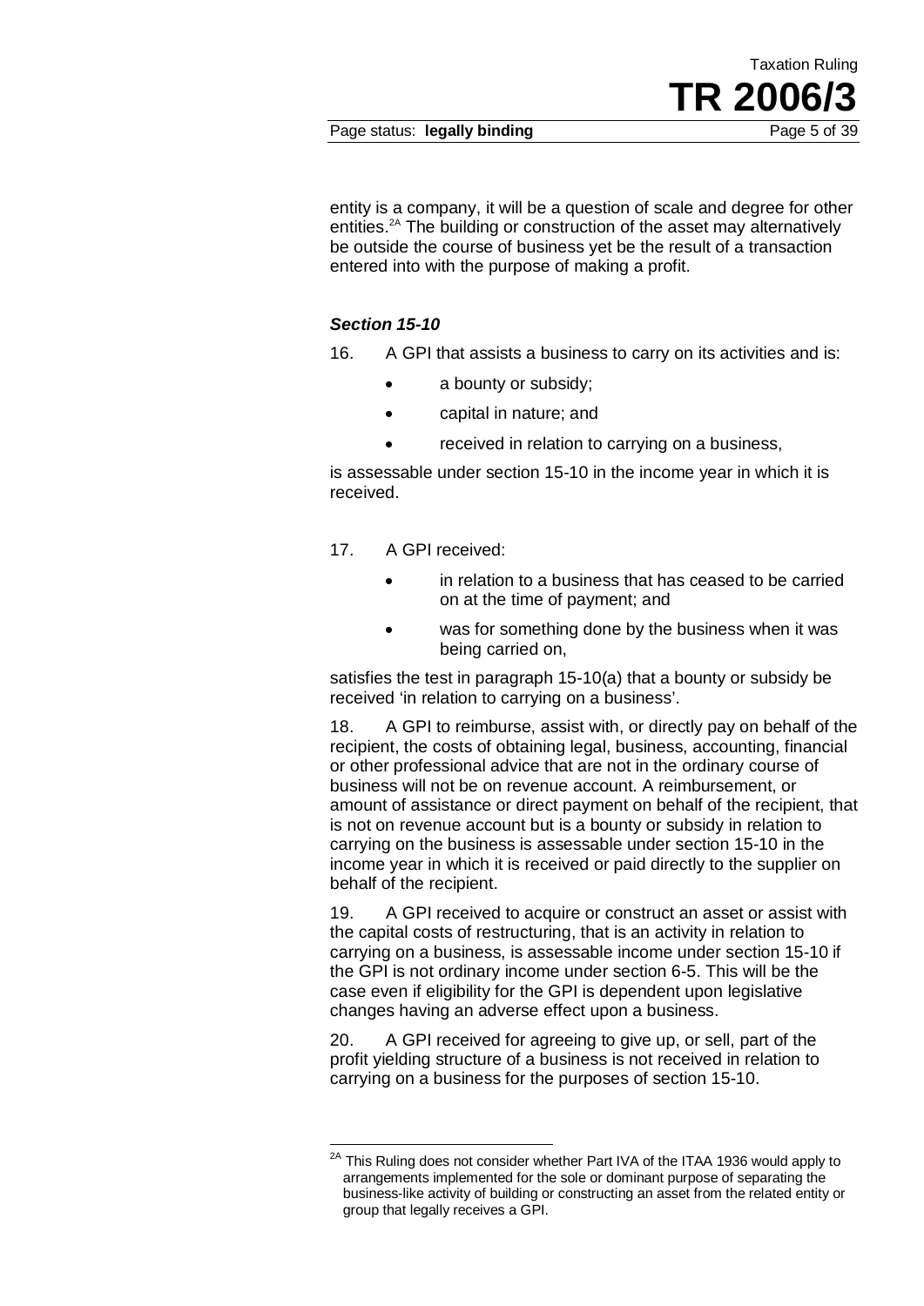entity is a company, it will be a question of scale and degree for other entities.[2A] The building or construction of the asset may alternatively be outside the course of business yet be the result of a transaction entered into with the purpose of making a profit.

### *Section 15-10*

16. A GPI that assists a business to carry on its activities and is:

- a bounty or subsidy;
- capital in nature; and
- received in relation to carrying on a business,

is assessable under section 15-10 in the income year in which it is received.

17. A GPI received:

- in relation to a business that has ceased to be carried on at the time of payment; and
- was for something done by the business when it was being carried on,

satisfies the test in paragraph 15-10(a) that a bounty or subsidy be received 'in relation to carrying on a business'.

18. A GPI to reimburse, assist with, or directly pay on behalf of the recipient, the costs of obtaining legal, business, accounting, financial or other professional advice that are not in the ordinary course of business will not be on revenue account. A reimbursement, or amount of assistance or direct payment on behalf of the recipient, that is not on revenue account but is a bounty or subsidy in relation to carrying on the business is assessable under section 15-10 in the income year in which it is received or paid directly to the supplier on behalf of the recipient.

19. A GPI received to acquire or construct an asset or assist with the capital costs of restructuring, that is an activity in relation to carrying on a business, is assessable income under section 15-10 if the GPI is not ordinary income under section 6-5. This will be the case even if eligibility for the GPI is dependent upon legislative changes having an adverse effect upon a business.

20. A GPI received for agreeing to give up, or sell, part of the profit yielding structure of a business is not received in relation to carrying on a business for the purposes of section 15-10.

---

[2A] This Ruling does not consider whether Part IVA of the ITAA 1936 would apply to arrangements implemented for the sole or dominant purpose of separating the business-like activity of building or constructing an asset from the related entity or group that legally receives a GPI.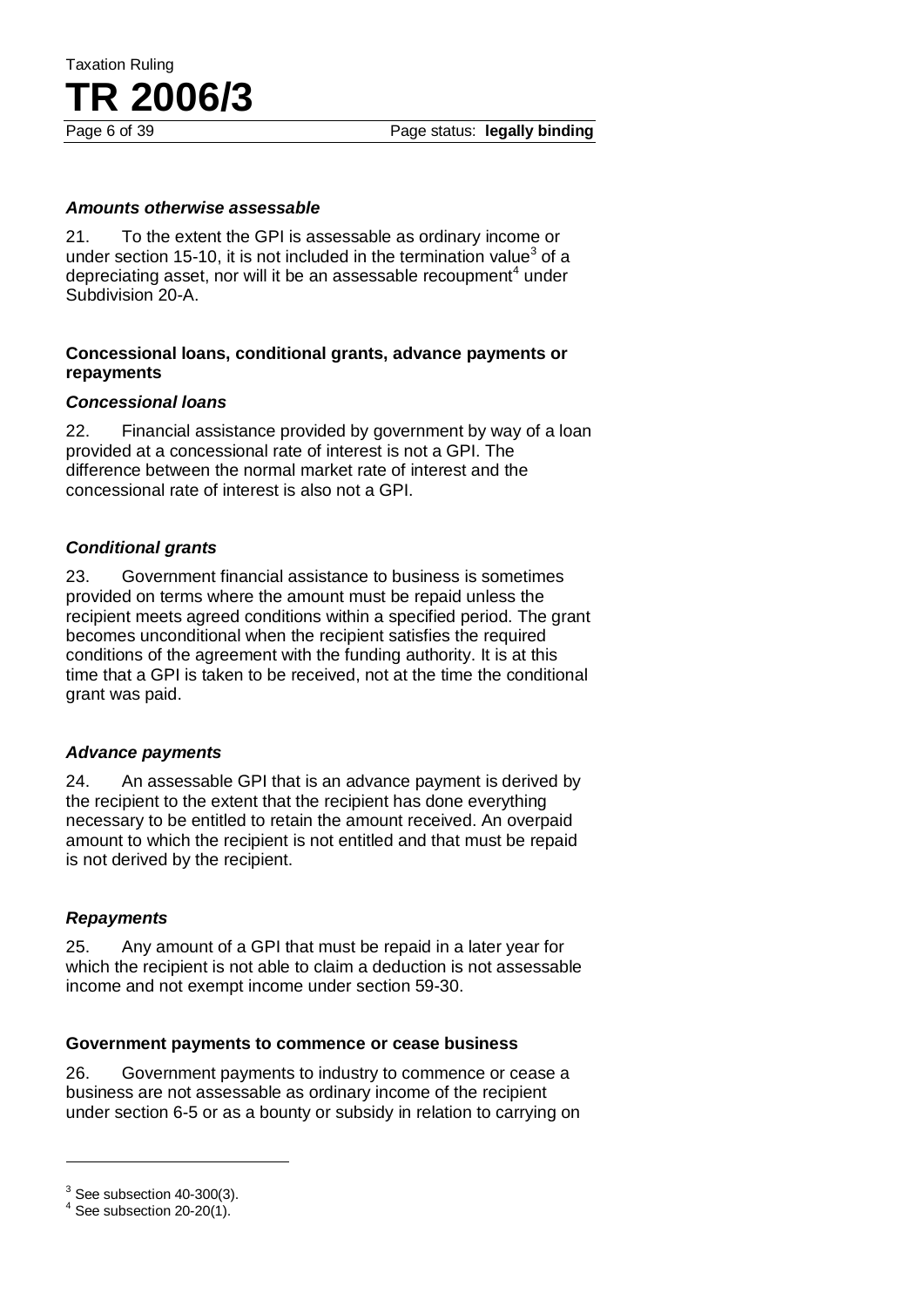### *Amounts otherwise assessable*

21. To the extent the GPI is assessable as ordinary income or under section 15-10, it is not included in the termination value[3] of a depreciating asset, nor will it be an assessable recoupment[4] under Subdivision 20-A.

## Concessional loans, conditional grants, advance payments or repayments

### *Concessional loans*

22. Financial assistance provided by government by way of a loan provided at a concessional rate of interest is not a GPI. The difference between the normal market rate of interest and the concessional rate of interest is also not a GPI.

### *Conditional grants*

23. Government financial assistance to business is sometimes provided on terms where the amount must be repaid unless the recipient meets agreed conditions within a specified period. The grant becomes unconditional when the recipient satisfies the required conditions of the agreement with the funding authority. It is at this time that a GPI is taken to be received, not at the time the conditional grant was paid.

### *Advance payments*

24. An assessable GPI that is an advance payment is derived by the recipient to the extent that the recipient has done everything necessary to be entitled to retain the amount received. An overpaid amount to which the recipient is not entitled and that must be repaid is not derived by the recipient.

### *Repayments*

25. Any amount of a GPI that must be repaid in a later year for which the recipient is not able to claim a deduction is not assessable income and not exempt income under section 59-30.

## Government payments to commence or cease business

26. Government payments to industry to commence or cease a business are not assessable as ordinary income of the recipient under section 6-5 or as a bounty or subsidy in relation to carrying on

---

[3] See subsection 40-300(3).

[4] See subsection 20-20(1).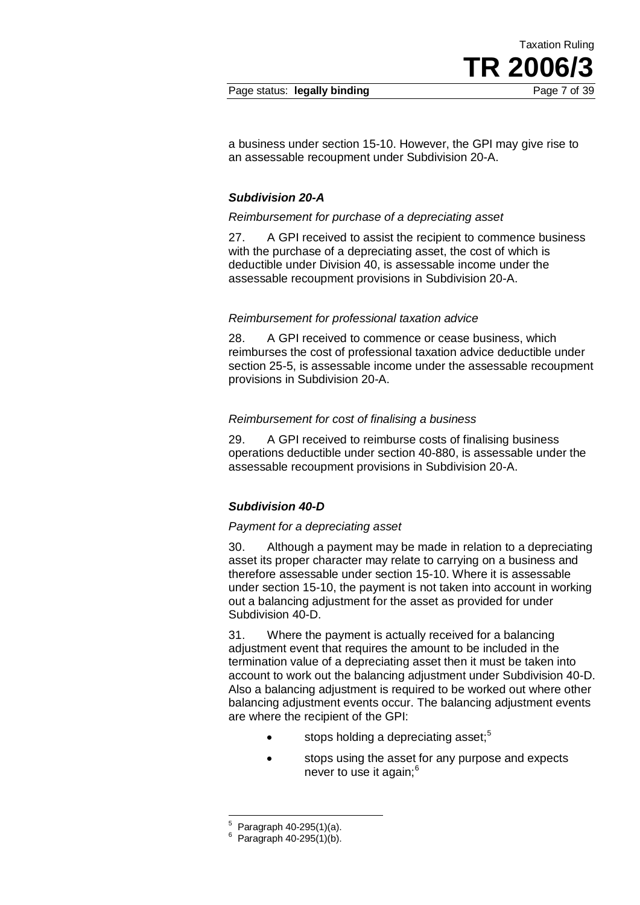a business under section 15-10. However, the GPI may give rise to an assessable recoupment under Subdivision 20-A.

### *Subdivision 20-A*

*Reimbursement for purchase of a depreciating asset*

27. A GPI received to assist the recipient to commence business with the purchase of a depreciating asset, the cost of which is deductible under Division 40, is assessable income under the assessable recoupment provisions in Subdivision 20-A.

*Reimbursement for professional taxation advice*

28. A GPI received to commence or cease business, which reimburses the cost of professional taxation advice deductible under section 25-5, is assessable income under the assessable recoupment provisions in Subdivision 20-A.

*Reimbursement for cost of finalising a business*

29. A GPI received to reimburse costs of finalising business operations deductible under section 40-880, is assessable under the assessable recoupment provisions in Subdivision 20-A.

### *Subdivision 40-D*

*Payment for a depreciating asset*

30. Although a payment may be made in relation to a depreciating asset its proper character may relate to carrying on a business and therefore assessable under section 15-10. Where it is assessable under section 15-10, the payment is not taken into account in working out a balancing adjustment for the asset as provided for under Subdivision 40-D.

31. Where the payment is actually received for a balancing adjustment event that requires the amount to be included in the termination value of a depreciating asset then it must be taken into account to work out the balancing adjustment under Subdivision 40-D. Also a balancing adjustment is required to be worked out where other balancing adjustment events occur. The balancing adjustment events are where the recipient of the GPI:

- stops holding a depreciating asset;[5]
- stops using the asset for any purpose and expects never to use it again;[6]

---

[5] Paragraph 40-295(1)(a).

[6] Paragraph 40-295(1)(b).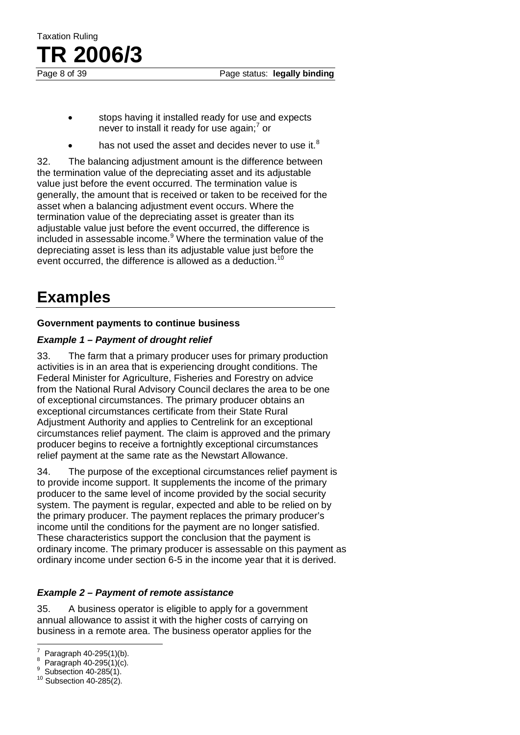- stops having it installed ready for use and expects never to install it ready for use again;[7] or
- has not used the asset and decides never to use it.[8]

32. The balancing adjustment amount is the difference between the termination value of the depreciating asset and its adjustable value just before the event occurred. The termination value is generally, the amount that is received or taken to be received for the asset when a balancing adjustment event occurs. Where the termination value of the depreciating asset is greater than its adjustable value just before the event occurred, the difference is included in assessable income.[9] Where the termination value of the depreciating asset is less than its adjustable value just before the event occurred, the difference is allowed as a deduction.[10]

# Examples

**Government payments to continue business**

***Example 1 – Payment of drought relief***

33. The farm that a primary producer uses for primary production activities is in an area that is experiencing drought conditions. The Federal Minister for Agriculture, Fisheries and Forestry on advice from the National Rural Advisory Council declares the area to be one of exceptional circumstances. The primary producer obtains an exceptional circumstances certificate from their State Rural Adjustment Authority and applies to Centrelink for an exceptional circumstances relief payment. The claim is approved and the primary producer begins to receive a fortnightly exceptional circumstances relief payment at the same rate as the Newstart Allowance.

34. The purpose of the exceptional circumstances relief payment is to provide income support. It supplements the income of the primary producer to the same level of income provided by the social security system. The payment is regular, expected and able to be relied on by the primary producer. The payment replaces the primary producer's income until the conditions for the payment are no longer satisfied. These characteristics support the conclusion that the payment is ordinary income. The primary producer is assessable on this payment as ordinary income under section 6-5 in the income year that it is derived.

***Example 2 – Payment of remote assistance***

35. A business operator is eligible to apply for a government annual allowance to assist it with the higher costs of carrying on business in a remote area. The business operator applies for the

---

[7] Paragraph 40-295(1)(b).

[8] Paragraph 40-295(1)(c).

[9] Subsection 40-285(1).

[10] Subsection 40-285(2).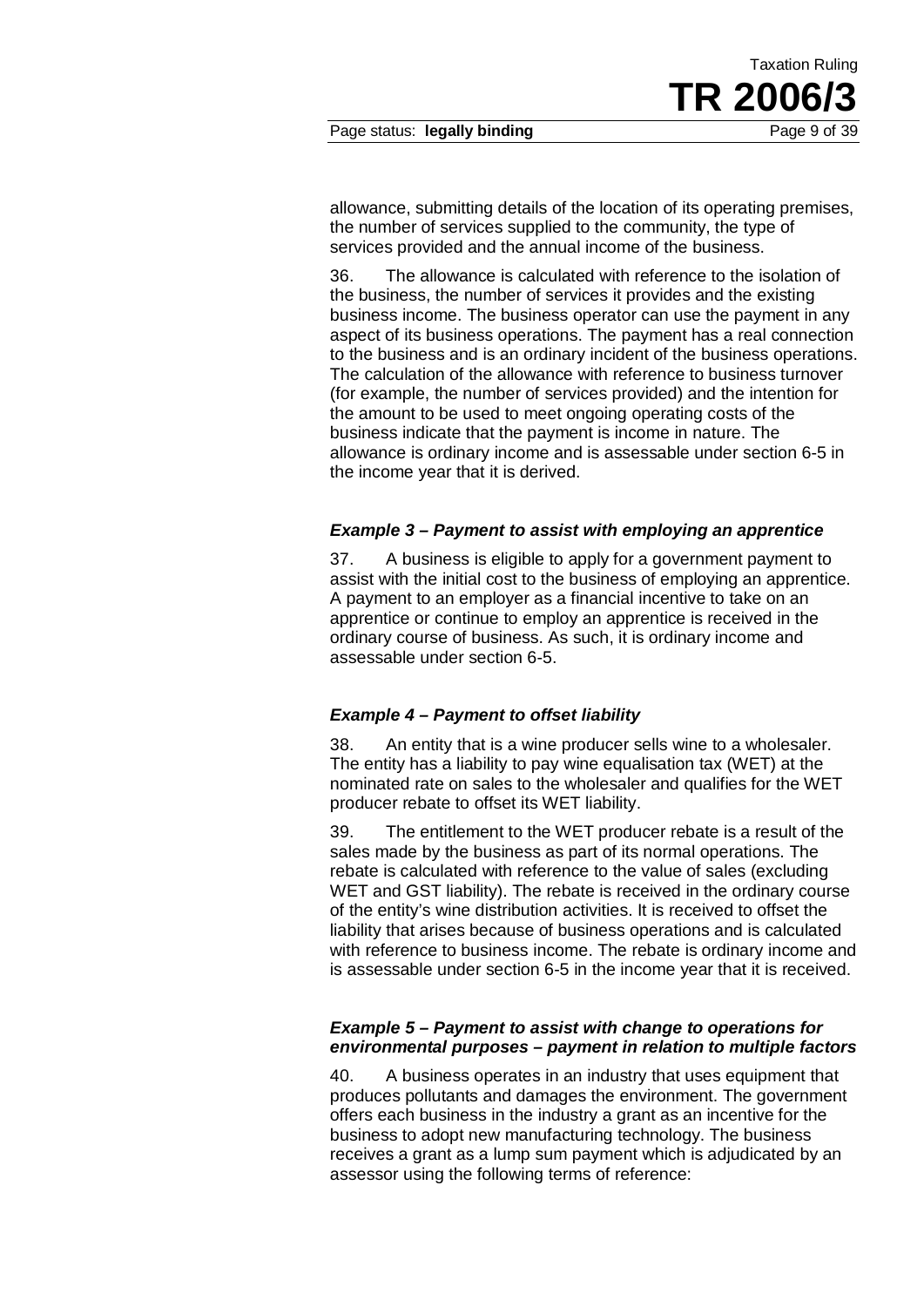allowance, submitting details of the location of its operating premises, the number of services supplied to the community, the type of services provided and the annual income of the business.

36. The allowance is calculated with reference to the isolation of the business, the number of services it provides and the existing business income. The business operator can use the payment in any aspect of its business operations. The payment has a real connection to the business and is an ordinary incident of the business operations. The calculation of the allowance with reference to business turnover (for example, the number of services provided) and the intention for the amount to be used to meet ongoing operating costs of the business indicate that the payment is income in nature. The allowance is ordinary income and is assessable under section 6-5 in the income year that it is derived.

### *Example 3 – Payment to assist with employing an apprentice*

37. A business is eligible to apply for a government payment to assist with the initial cost to the business of employing an apprentice. A payment to an employer as a financial incentive to take on an apprentice or continue to employ an apprentice is received in the ordinary course of business. As such, it is ordinary income and assessable under section 6-5.

### *Example 4 – Payment to offset liability*

38. An entity that is a wine producer sells wine to a wholesaler. The entity has a liability to pay wine equalisation tax (WET) at the nominated rate on sales to the wholesaler and qualifies for the WET producer rebate to offset its WET liability.

39. The entitlement to the WET producer rebate is a result of the sales made by the business as part of its normal operations. The rebate is calculated with reference to the value of sales (excluding WET and GST liability). The rebate is received in the ordinary course of the entity's wine distribution activities. It is received to offset the liability that arises because of business operations and is calculated with reference to business income. The rebate is ordinary income and is assessable under section 6-5 in the income year that it is received.

### *Example 5 – Payment to assist with change to operations for environmental purposes – payment in relation to multiple factors*

40. A business operates in an industry that uses equipment that produces pollutants and damages the environment. The government offers each business in the industry a grant as an incentive for the business to adopt new manufacturing technology. The business receives a grant as a lump sum payment which is adjudicated by an assessor using the following terms of reference: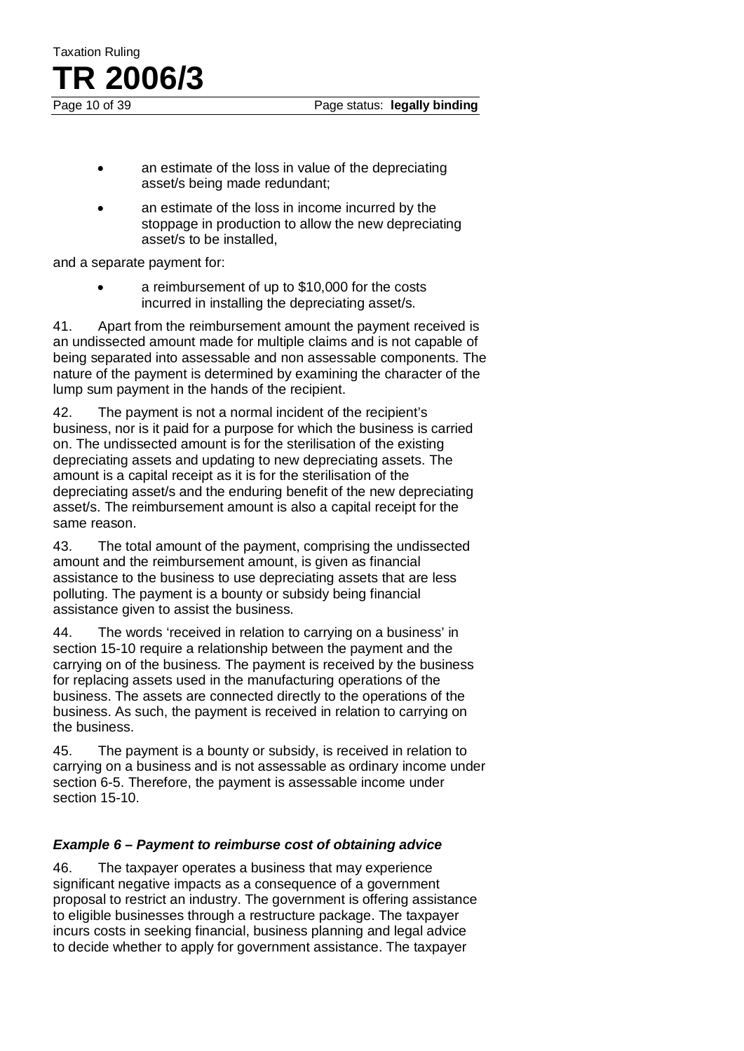- an estimate of the loss in value of the depreciating asset/s being made redundant;
- an estimate of the loss in income incurred by the stoppage in production to allow the new depreciating asset/s to be installed,

and a separate payment for:

- a reimbursement of up to $10,000 for the costs incurred in installing the depreciating asset/s.

41. Apart from the reimbursement amount the payment received is an undissected amount made for multiple claims and is not capable of being separated into assessable and non assessable components. The nature of the payment is determined by examining the character of the lump sum payment in the hands of the recipient.

42. The payment is not a normal incident of the recipient's business, nor is it paid for a purpose for which the business is carried on. The undissected amount is for the sterilisation of the existing depreciating assets and updating to new depreciating assets. The amount is a capital receipt as it is for the sterilisation of the depreciating asset/s and the enduring benefit of the new depreciating asset/s. The reimbursement amount is also a capital receipt for the same reason.

43. The total amount of the payment, comprising the undissected amount and the reimbursement amount, is given as financial assistance to the business to use depreciating assets that are less polluting. The payment is a bounty or subsidy being financial assistance given to assist the business.

44. The words 'received in relation to carrying on a business' in section 15-10 require a relationship between the payment and the carrying on of the business. The payment is received by the business for replacing assets used in the manufacturing operations of the business. The assets are connected directly to the operations of the business. As such, the payment is received in relation to carrying on the business.

45. The payment is a bounty or subsidy, is received in relation to carrying on a business and is not assessable as ordinary income under section 6-5. Therefore, the payment is assessable income under section 15-10.

### *Example 6 – Payment to reimburse cost of obtaining advice*

46. The taxpayer operates a business that may experience significant negative impacts as a consequence of a government proposal to restrict an industry. The government is offering assistance to eligible businesses through a restructure package. The taxpayer incurs costs in seeking financial, business planning and legal advice to decide whether to apply for government assistance. The taxpayer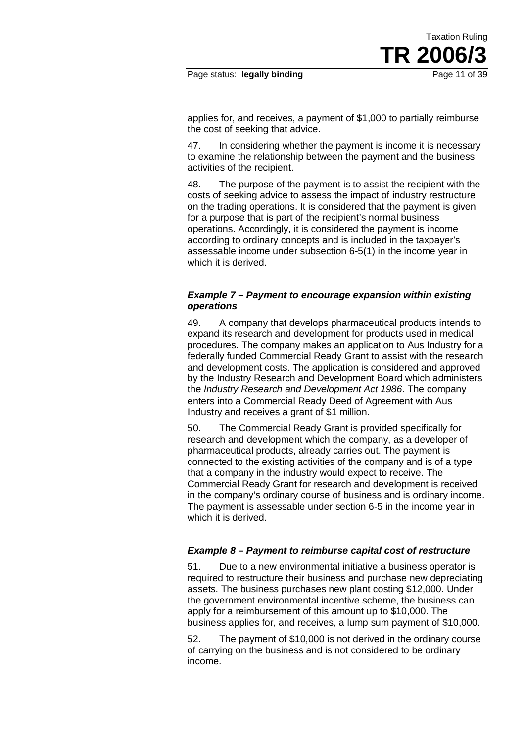applies for, and receives, a payment of $1,000 to partially reimburse the cost of seeking that advice.

47. In considering whether the payment is income it is necessary to examine the relationship between the payment and the business activities of the recipient.

48. The purpose of the payment is to assist the recipient with the costs of seeking advice to assess the impact of industry restructure on the trading operations. It is considered that the payment is given for a purpose that is part of the recipient's normal business operations. Accordingly, it is considered the payment is income according to ordinary concepts and is included in the taxpayer's assessable income under subsection 6-5(1) in the income year in which it is derived.

### *Example 7 – Payment to encourage expansion within existing operations*

49. A company that develops pharmaceutical products intends to expand its research and development for products used in medical procedures. The company makes an application to Aus Industry for a federally funded Commercial Ready Grant to assist with the research and development costs. The application is considered and approved by the Industry Research and Development Board which administers the *Industry Research and Development Act 1986*. The company enters into a Commercial Ready Deed of Agreement with Aus Industry and receives a grant of $1 million.

50. The Commercial Ready Grant is provided specifically for research and development which the company, as a developer of pharmaceutical products, already carries out. The payment is connected to the existing activities of the company and is of a type that a company in the industry would expect to receive. The Commercial Ready Grant for research and development is received in the company's ordinary course of business and is ordinary income. The payment is assessable under section 6-5 in the income year in which it is derived.

### *Example 8 – Payment to reimburse capital cost of restructure*

51. Due to a new environmental initiative a business operator is required to restructure their business and purchase new depreciating assets. The business purchases new plant costing $12,000. Under the government environmental incentive scheme, the business can apply for a reimbursement of this amount up to $10,000. The business applies for, and receives, a lump sum payment of $10,000.

52. The payment of $10,000 is not derived in the ordinary course of carrying on the business and is not considered to be ordinary income.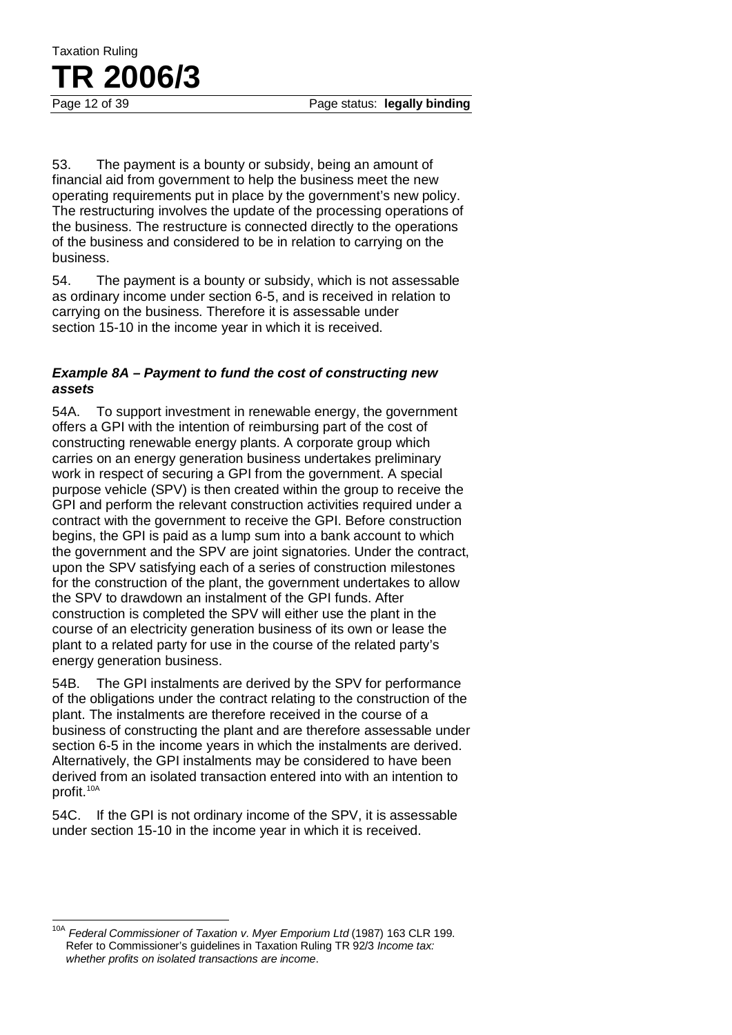53. The payment is a bounty or subsidy, being an amount of financial aid from government to help the business meet the new operating requirements put in place by the government's new policy. The restructuring involves the update of the processing operations of the business. The restructure is connected directly to the operations of the business and considered to be in relation to carrying on the business.

54. The payment is a bounty or subsidy, which is not assessable as ordinary income under section 6-5, and is received in relation to carrying on the business. Therefore it is assessable under section 15-10 in the income year in which it is received.

### *Example 8A – Payment to fund the cost of constructing new assets*

54A. To support investment in renewable energy, the government offers a GPI with the intention of reimbursing part of the cost of constructing renewable energy plants. A corporate group which carries on an energy generation business undertakes preliminary work in respect of securing a GPI from the government. A special purpose vehicle (SPV) is then created within the group to receive the GPI and perform the relevant construction activities required under a contract with the government to receive the GPI. Before construction begins, the GPI is paid as a lump sum into a bank account to which the government and the SPV are joint signatories. Under the contract, upon the SPV satisfying each of a series of construction milestones for the construction of the plant, the government undertakes to allow the SPV to drawdown an instalment of the GPI funds. After construction is completed the SPV will either use the plant in the course of an electricity generation business of its own or lease the plant to a related party for use in the course of the related party's energy generation business.

54B. The GPI instalments are derived by the SPV for performance of the obligations under the contract relating to the construction of the plant. The instalments are therefore received in the course of a business of constructing the plant and are therefore assessable under section 6-5 in the income years in which the instalments are derived. Alternatively, the GPI instalments may be considered to have been derived from an isolated transaction entered into with an intention to profit.[10A]

54C. If the GPI is not ordinary income of the SPV, it is assessable under section 15-10 in the income year in which it is received.

---

[10A] *Federal Commissioner of Taxation v. Myer Emporium Ltd* (1987) 163 CLR 199. Refer to Commissioner's guidelines in Taxation Ruling TR 92/3 *Income tax: whether profits on isolated transactions are income*.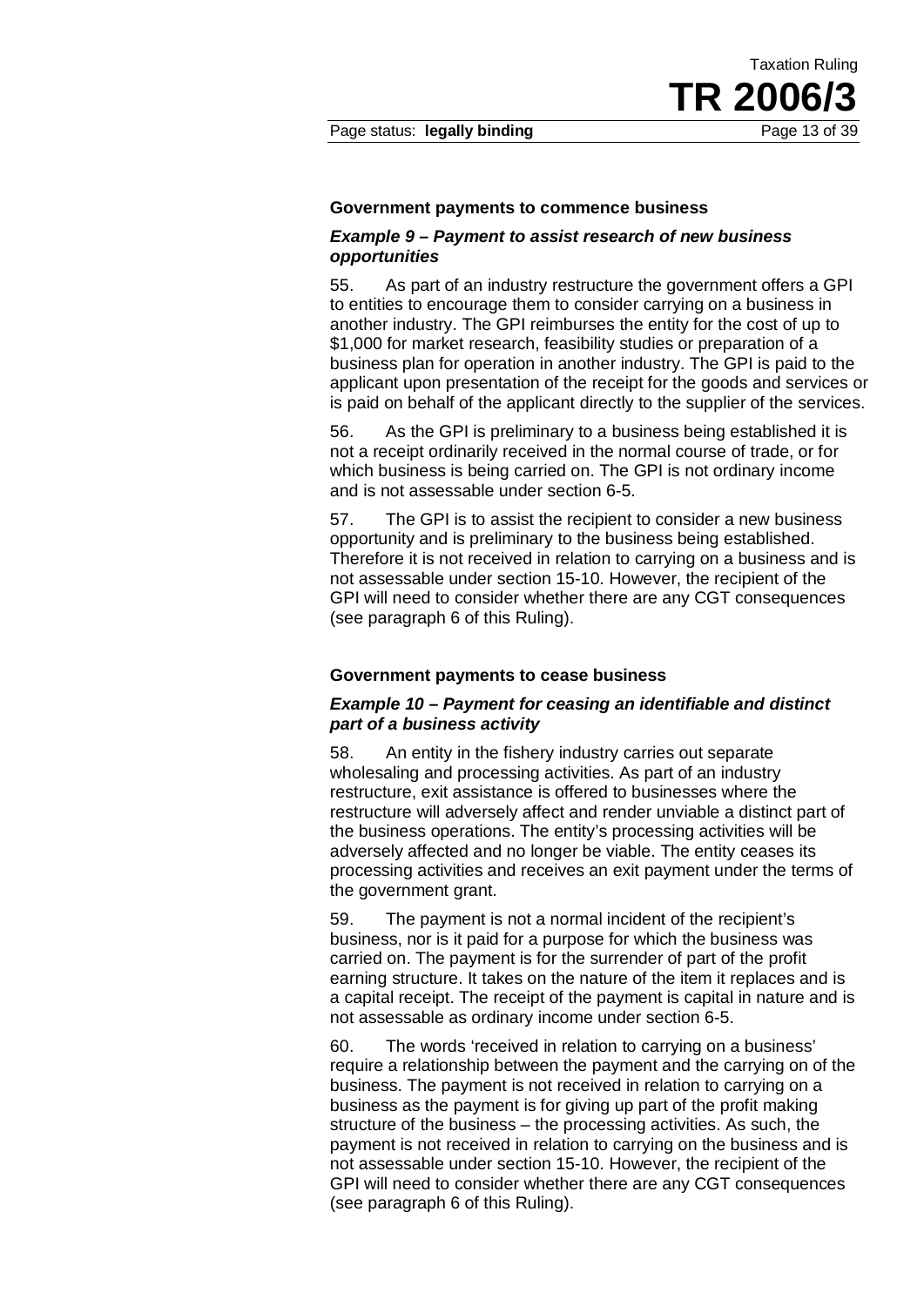### Government payments to commence business

#### *Example 9 – Payment to assist research of new business opportunities*

55. As part of an industry restructure the government offers a GPI to entities to encourage them to consider carrying on a business in another industry. The GPI reimburses the entity for the cost of up to $1,000 for market research, feasibility studies or preparation of a business plan for operation in another industry. The GPI is paid to the applicant upon presentation of the receipt for the goods and services or is paid on behalf of the applicant directly to the supplier of the services.

56. As the GPI is preliminary to a business being established it is not a receipt ordinarily received in the normal course of trade, or for which business is being carried on. The GPI is not ordinary income and is not assessable under section 6-5.

57. The GPI is to assist the recipient to consider a new business opportunity and is preliminary to the business being established. Therefore it is not received in relation to carrying on a business and is not assessable under section 15-10. However, the recipient of the GPI will need to consider whether there are any CGT consequences (see paragraph 6 of this Ruling).

### Government payments to cease business

#### *Example 10 – Payment for ceasing an identifiable and distinct part of a business activity*

58. An entity in the fishery industry carries out separate wholesaling and processing activities. As part of an industry restructure, exit assistance is offered to businesses where the restructure will adversely affect and render unviable a distinct part of the business operations. The entity's processing activities will be adversely affected and no longer be viable. The entity ceases its processing activities and receives an exit payment under the terms of the government grant.

59. The payment is not a normal incident of the recipient's business, nor is it paid for a purpose for which the business was carried on. The payment is for the surrender of part of the profit earning structure. It takes on the nature of the item it replaces and is a capital receipt. The receipt of the payment is capital in nature and is not assessable as ordinary income under section 6-5.

60. The words 'received in relation to carrying on a business' require a relationship between the payment and the carrying on of the business. The payment is not received in relation to carrying on a business as the payment is for giving up part of the profit making structure of the business – the processing activities. As such, the payment is not received in relation to carrying on the business and is not assessable under section 15-10. However, the recipient of the GPI will need to consider whether there are any CGT consequences (see paragraph 6 of this Ruling).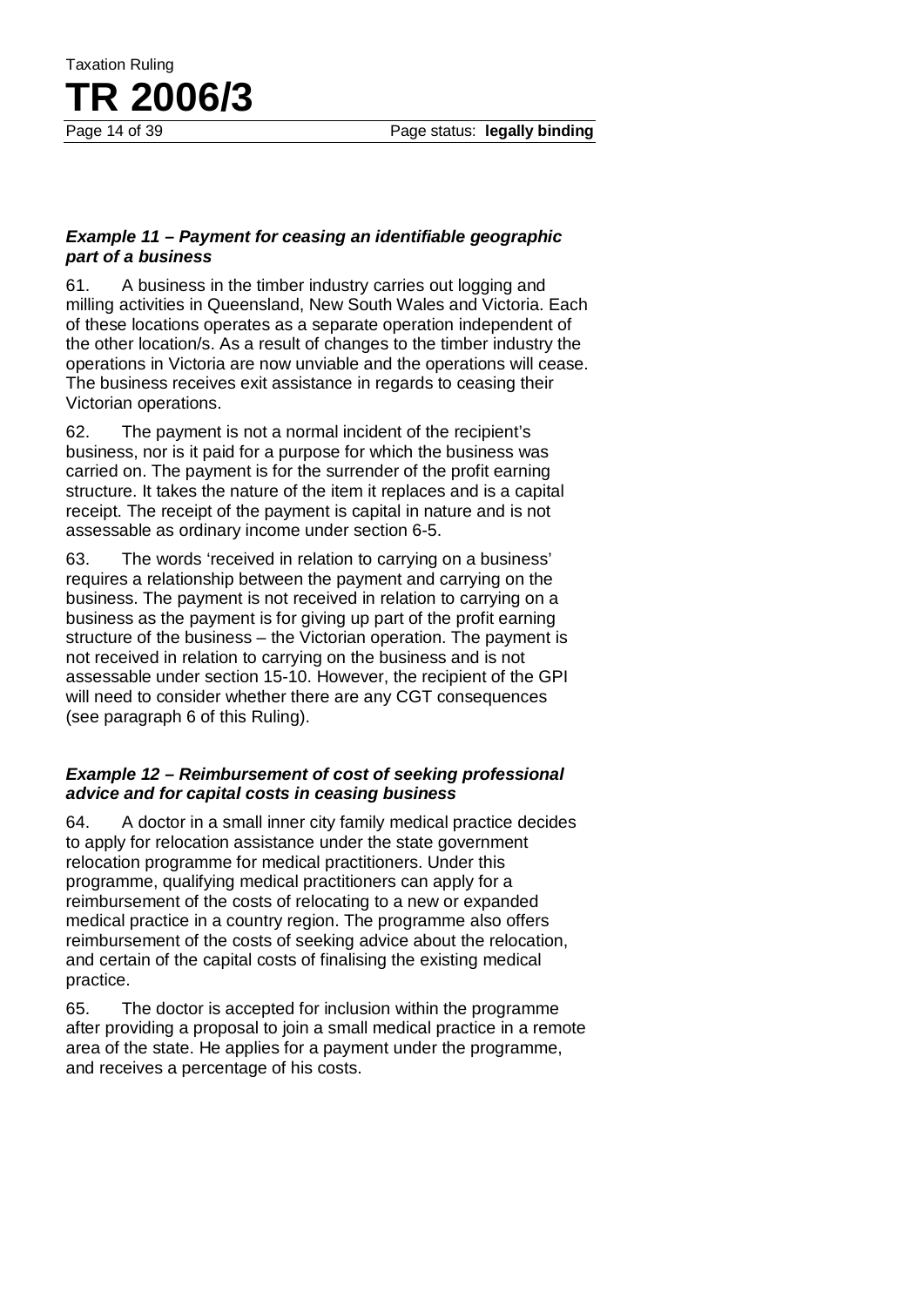### *Example 11 – Payment for ceasing an identifiable geographic part of a business*

61. A business in the timber industry carries out logging and milling activities in Queensland, New South Wales and Victoria. Each of these locations operates as a separate operation independent of the other location/s. As a result of changes to the timber industry the operations in Victoria are now unviable and the operations will cease. The business receives exit assistance in regards to ceasing their Victorian operations.

62. The payment is not a normal incident of the recipient's business, nor is it paid for a purpose for which the business was carried on. The payment is for the surrender of the profit earning structure. It takes the nature of the item it replaces and is a capital receipt. The receipt of the payment is capital in nature and is not assessable as ordinary income under section 6-5.

63. The words 'received in relation to carrying on a business' requires a relationship between the payment and carrying on the business. The payment is not received in relation to carrying on a business as the payment is for giving up part of the profit earning structure of the business – the Victorian operation. The payment is not received in relation to carrying on the business and is not assessable under section 15-10. However, the recipient of the GPI will need to consider whether there are any CGT consequences (see paragraph 6 of this Ruling).

### *Example 12 – Reimbursement of cost of seeking professional advice and for capital costs in ceasing business*

64. A doctor in a small inner city family medical practice decides to apply for relocation assistance under the state government relocation programme for medical practitioners. Under this programme, qualifying medical practitioners can apply for a reimbursement of the costs of relocating to a new or expanded medical practice in a country region. The programme also offers reimbursement of the costs of seeking advice about the relocation, and certain of the capital costs of finalising the existing medical practice.

65. The doctor is accepted for inclusion within the programme after providing a proposal to join a small medical practice in a remote area of the state. He applies for a payment under the programme, and receives a percentage of his costs.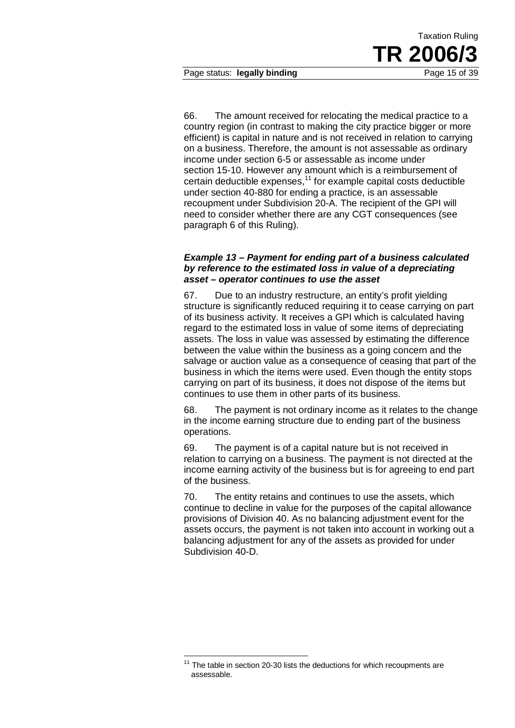66. The amount received for relocating the medical practice to a country region (in contrast to making the city practice bigger or more efficient) is capital in nature and is not received in relation to carrying on a business. Therefore, the amount is not assessable as ordinary income under section 6-5 or assessable as income under section 15-10. However any amount which is a reimbursement of certain deductible expenses,[11] for example capital costs deductible under section 40-880 for ending a practice, is an assessable recoupment under Subdivision 20-A. The recipient of the GPI will need to consider whether there are any CGT consequences (see paragraph 6 of this Ruling).

### *Example 13 – Payment for ending part of a business calculated by reference to the estimated loss in value of a depreciating asset – operator continues to use the asset*

67. Due to an industry restructure, an entity's profit yielding structure is significantly reduced requiring it to cease carrying on part of its business activity. It receives a GPI which is calculated having regard to the estimated loss in value of some items of depreciating assets. The loss in value was assessed by estimating the difference between the value within the business as a going concern and the salvage or auction value as a consequence of ceasing that part of the business in which the items were used. Even though the entity stops carrying on part of its business, it does not dispose of the items but continues to use them in other parts of its business.

68. The payment is not ordinary income as it relates to the change in the income earning structure due to ending part of the business operations.

69. The payment is of a capital nature but is not received in relation to carrying on a business. The payment is not directed at the income earning activity of the business but is for agreeing to end part of the business.

70. The entity retains and continues to use the assets, which continue to decline in value for the purposes of the capital allowance provisions of Division 40. As no balancing adjustment event for the assets occurs, the payment is not taken into account in working out a balancing adjustment for any of the assets as provided for under Subdivision 40-D.

---

[11] The table in section 20-30 lists the deductions for which recoupments are assessable.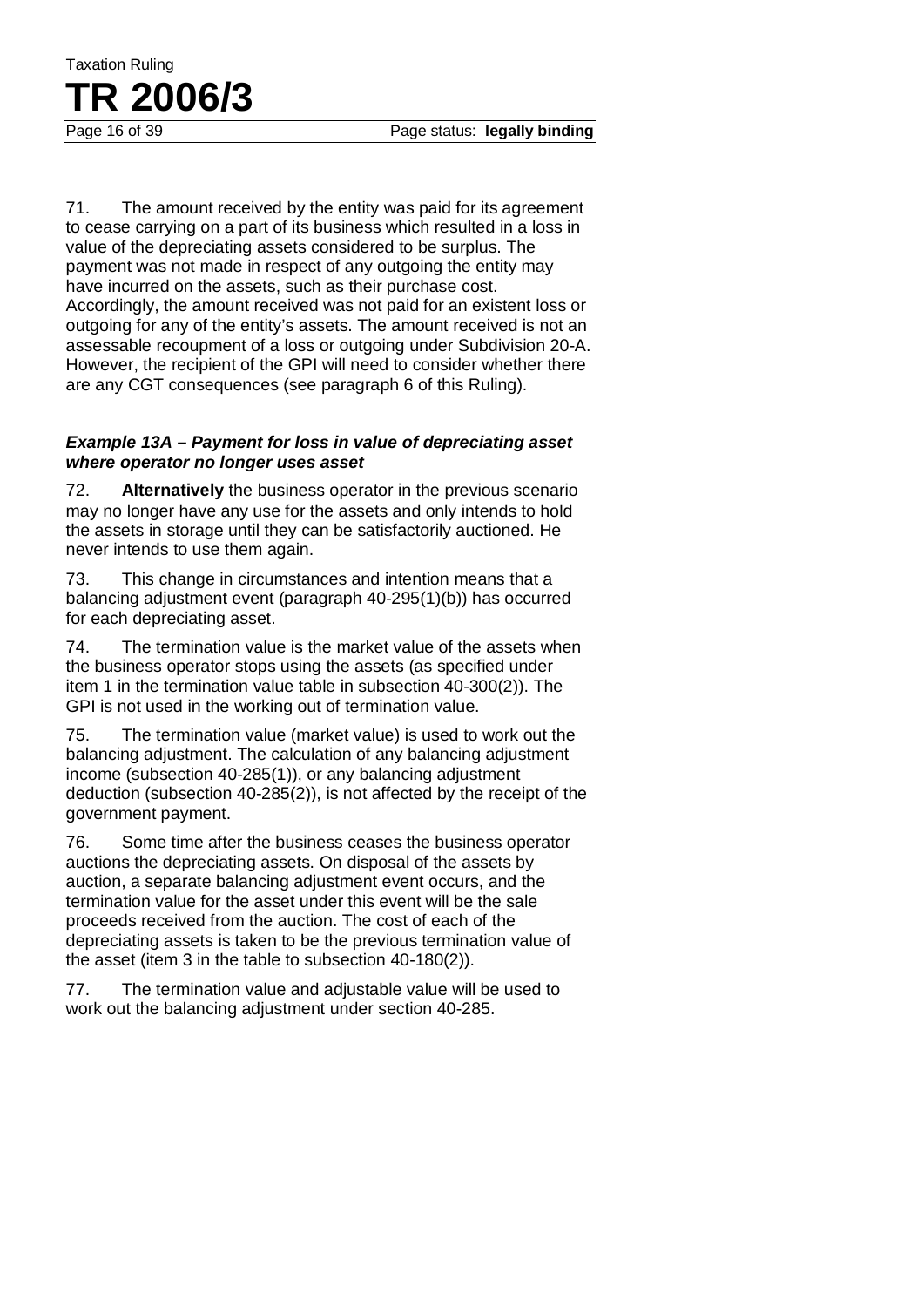71. The amount received by the entity was paid for its agreement to cease carrying on a part of its business which resulted in a loss in value of the depreciating assets considered to be surplus. The payment was not made in respect of any outgoing the entity may have incurred on the assets, such as their purchase cost. Accordingly, the amount received was not paid for an existent loss or outgoing for any of the entity's assets. The amount received is not an assessable recoupment of a loss or outgoing under Subdivision 20-A. However, the recipient of the GPI will need to consider whether there are any CGT consequences (see paragraph 6 of this Ruling).

***Example 13A – Payment for loss in value of depreciating asset where operator no longer uses asset***

72. **Alternatively** the business operator in the previous scenario may no longer have any use for the assets and only intends to hold the assets in storage until they can be satisfactorily auctioned. He never intends to use them again.

73. This change in circumstances and intention means that a balancing adjustment event (paragraph 40-295(1)(b)) has occurred for each depreciating asset.

74. The termination value is the market value of the assets when the business operator stops using the assets (as specified under item 1 in the termination value table in subsection 40-300(2)). The GPI is not used in the working out of termination value.

75. The termination value (market value) is used to work out the balancing adjustment. The calculation of any balancing adjustment income (subsection 40-285(1)), or any balancing adjustment deduction (subsection 40-285(2)), is not affected by the receipt of the government payment.

76. Some time after the business ceases the business operator auctions the depreciating assets. On disposal of the assets by auction, a separate balancing adjustment event occurs, and the termination value for the asset under this event will be the sale proceeds received from the auction. The cost of each of the depreciating assets is taken to be the previous termination value of the asset (item 3 in the table to subsection 40-180(2)).

77. The termination value and adjustable value will be used to work out the balancing adjustment under section 40-285.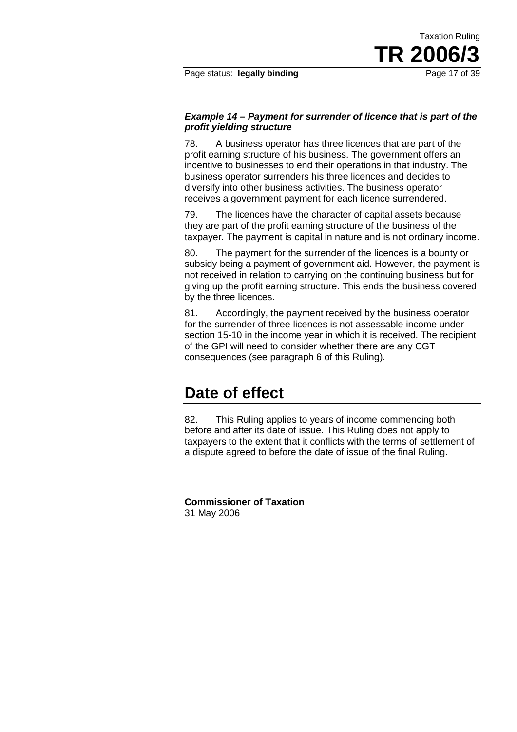***Example 14 – Payment for surrender of licence that is part of the profit yielding structure***

78. A business operator has three licences that are part of the profit earning structure of his business. The government offers an incentive to businesses to end their operations in that industry. The business operator surrenders his three licences and decides to diversify into other business activities. The business operator receives a government payment for each licence surrendered.

79. The licences have the character of capital assets because they are part of the profit earning structure of the business of the taxpayer. The payment is capital in nature and is not ordinary income.

80. The payment for the surrender of the licences is a bounty or subsidy being a payment of government aid. However, the payment is not received in relation to carrying on the continuing business but for giving up the profit earning structure. This ends the business covered by the three licences.

81. Accordingly, the payment received by the business operator for the surrender of three licences is not assessable income under section 15-10 in the income year in which it is received. The recipient of the GPI will need to consider whether there are any CGT consequences (see paragraph 6 of this Ruling).

# Date of effect

82. This Ruling applies to years of income commencing both before and after its date of issue. This Ruling does not apply to taxpayers to the extent that it conflicts with the terms of settlement of a dispute agreed to before the date of issue of the final Ruling.

**Commissioner of Taxation**
31 May 2006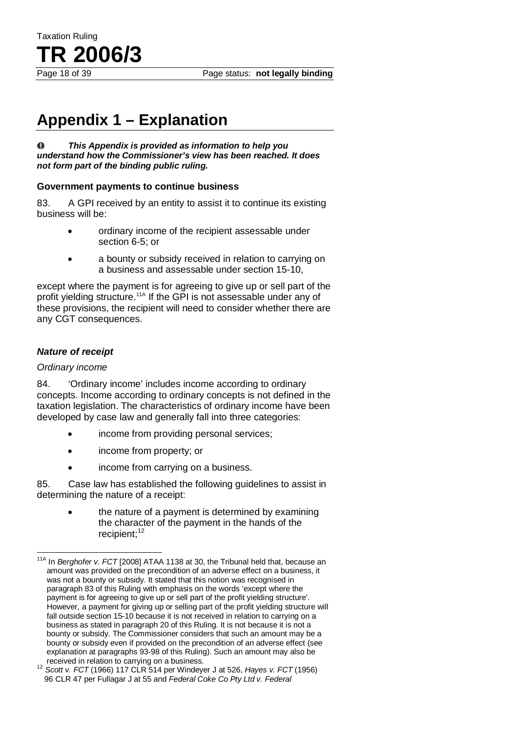# Appendix 1 – Explanation

**⚠ *This Appendix is provided as information to help you understand how the Commissioner's view has been reached. It does not form part of the binding public ruling.***

### Government payments to continue business

83. A GPI received by an entity to assist it to continue its existing business will be:

- ordinary income of the recipient assessable under section 6-5; or
- a bounty or subsidy received in relation to carrying on a business and assessable under section 15-10,

except where the payment is for agreeing to give up or sell part of the profit yielding structure.[11A] If the GPI is not assessable under any of these provisions, the recipient will need to consider whether there are any CGT consequences.

### *Nature of receipt*

#### *Ordinary income*

84. 'Ordinary income' includes income according to ordinary concepts. Income according to ordinary concepts is not defined in the taxation legislation. The characteristics of ordinary income have been developed by case law and generally fall into three categories:

- income from providing personal services;
- income from property; or
- income from carrying on a business.

85. Case law has established the following guidelines to assist in determining the nature of a receipt:

- the nature of a payment is determined by examining the character of the payment in the hands of the recipient;[12]

---

[11A] In *Berghofer v. FCT* [2008] ATAA 1138 at 30, the Tribunal held that, because an amount was provided on the precondition of an adverse effect on a business, it was not a bounty or subsidy. It stated that this notion was recognised in paragraph 83 of this Ruling with emphasis on the words 'except where the payment is for agreeing to give up or sell part of the profit yielding structure'. However, a payment for giving up or selling part of the profit yielding structure will fall outside section 15-10 because it is not received in relation to carrying on a business as stated in paragraph 20 of this Ruling. It is not because it is not a bounty or subsidy. The Commissioner considers that such an amount may be a bounty or subsidy even if provided on the precondition of an adverse effect (see explanation at paragraphs 93-98 of this Ruling). Such an amount may also be received in relation to carrying on a business.

[12] *Scott v. FCT* (1966) 117 CLR 514 per Windeyer J at 526, *Hayes v. FCT* (1956) 96 CLR 47 per Fullagar J at 55 and *Federal Coke Co Pty Ltd v. Federal*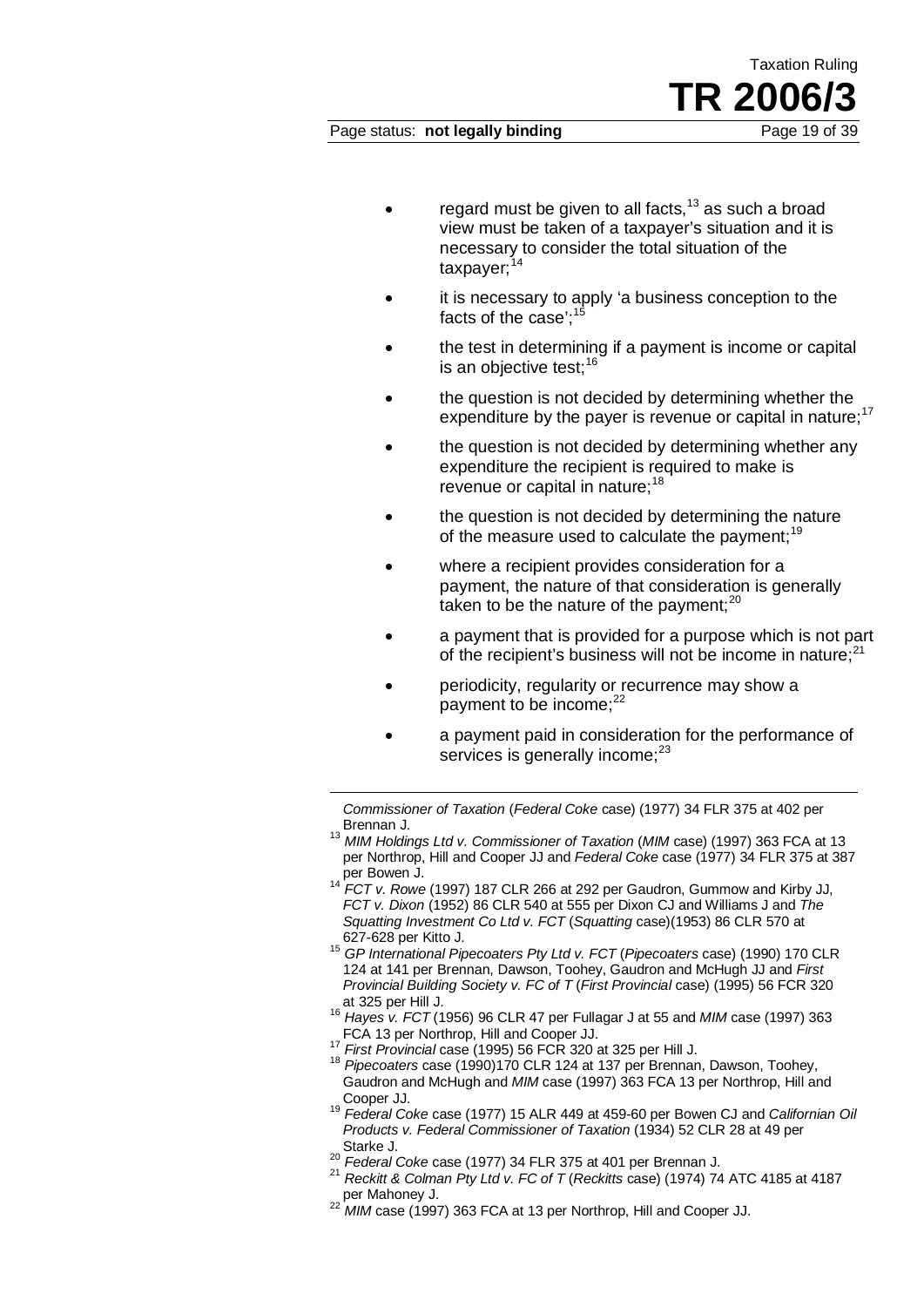- regard must be given to all facts,[13] as such a broad view must be taken of a taxpayer's situation and it is necessary to consider the total situation of the taxpayer;[14]
- it is necessary to apply 'a business conception to the facts of the case';[15]
- the test in determining if a payment is income or capital is an objective test;[16]
- the question is not decided by determining whether the expenditure by the payer is revenue or capital in nature;[17]
- the question is not decided by determining whether any expenditure the recipient is required to make is revenue or capital in nature;[18]
- the question is not decided by determining the nature of the measure used to calculate the payment;[19]
- where a recipient provides consideration for a payment, the nature of that consideration is generally taken to be the nature of the payment;[20]
- a payment that is provided for a purpose which is not part of the recipient's business will not be income in nature;[21]
- periodicity, regularity or recurrence may show a payment to be income;[22]
- a payment paid in consideration for the performance of services is generally income;[23]

---

*Commissioner of Taxation* (*Federal Coke* case) (1977) 34 FLR 375 at 402 per Brennan J.

[13] *MIM Holdings Ltd v. Commissioner of Taxation* (*MIM* case) (1997) 363 FCA at 13 per Northrop, Hill and Cooper JJ and *Federal Coke* case (1977) 34 FLR 375 at 387 per Bowen J.

[14] *FCT v. Rowe* (1997) 187 CLR 266 at 292 per Gaudron, Gummow and Kirby JJ, *FCT v. Dixon* (1952) 86 CLR 540 at 555 per Dixon CJ and Williams J and *The Squatting Investment Co Ltd v. FCT* (*Squatting* case)(1953) 86 CLR 570 at 627-628 per Kitto J.

[15] *GP International Pipecoaters Pty Ltd v. FCT* (*Pipecoaters* case) (1990) 170 CLR 124 at 141 per Brennan, Dawson, Toohey, Gaudron and McHugh JJ and *First Provincial Building Society v. FC of T* (*First Provincial* case) (1995) 56 FCR 320 at 325 per Hill J.

[16] *Hayes v. FCT* (1956) 96 CLR 47 per Fullagar J at 55 and *MIM* case (1997) 363 FCA 13 per Northrop, Hill and Cooper JJ.

[17] *First Provincial* case (1995) 56 FCR 320 at 325 per Hill J.

[18] *Pipecoaters* case (1990)170 CLR 124 at 137 per Brennan, Dawson, Toohey, Gaudron and McHugh and *MIM* case (1997) 363 FCA 13 per Northrop, Hill and Cooper JJ.

[19] *Federal Coke* case (1977) 15 ALR 449 at 459-60 per Bowen CJ and *Californian Oil Products v. Federal Commissioner of Taxation* (1934) 52 CLR 28 at 49 per Starke J.

[20] *Federal Coke* case (1977) 34 FLR 375 at 401 per Brennan J.

[21] *Reckitt & Colman Pty Ltd v. FC of T* (*Reckitts* case) (1974) 74 ATC 4185 at 4187 per Mahoney J.

[22] *MIM* case (1997) 363 FCA at 13 per Northrop, Hill and Cooper JJ.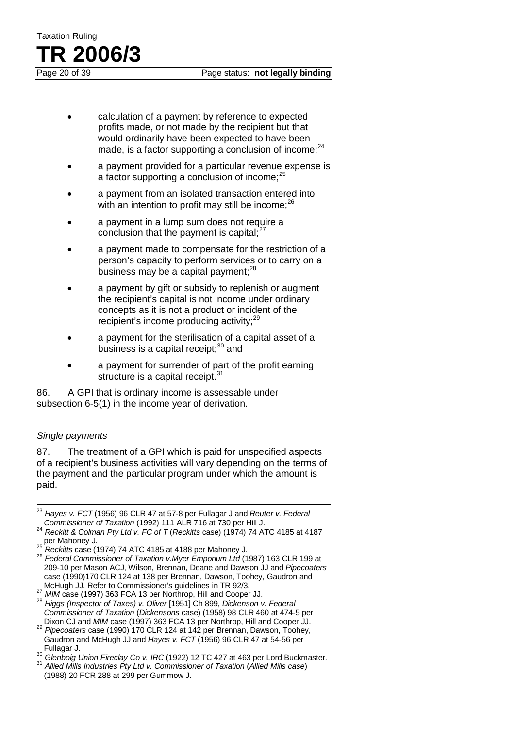- calculation of a payment by reference to expected profits made, or not made by the recipient but that would ordinarily have been expected to have been made, is a factor supporting a conclusion of income;[24]
- a payment provided for a particular revenue expense is a factor supporting a conclusion of income;[25]
- a payment from an isolated transaction entered into with an intention to profit may still be income;[26]
- a payment in a lump sum does not require a conclusion that the payment is capital;[27]
- a payment made to compensate for the restriction of a person's capacity to perform services or to carry on a business may be a capital payment;[28]
- a payment by gift or subsidy to replenish or augment the recipient's capital is not income under ordinary concepts as it is not a product or incident of the recipient's income producing activity;[29]
- a payment for the sterilisation of a capital asset of a business is a capital receipt;[30] and
- a payment for surrender of part of the profit earning structure is a capital receipt.[31]

86. A GPI that is ordinary income is assessable under subsection 6-5(1) in the income year of derivation.

*Single payments*

87. The treatment of a GPI which is paid for unspecified aspects of a recipient's business activities will vary depending on the terms of the payment and the particular program under which the amount is paid.

---

[23] *Hayes v. FCT* (1956) 96 CLR 47 at 57-8 per Fullagar J and *Reuter v. Federal Commissioner of Taxation* (1992) 111 ALR 716 at 730 per Hill J.

[24] *Reckitt & Colman Pty Ltd v. FC of T* (*Reckitts* case) (1974) 74 ATC 4185 at 4187 per Mahoney J.

[25] *Reckitts* case (1974) 74 ATC 4185 at 4188 per Mahoney J.

[26] *Federal Commissioner of Taxation v.Myer Emporium Ltd* (1987) 163 CLR 199 at 209-10 per Mason ACJ, Wilson, Brennan, Deane and Dawson JJ and *Pipecoaters* case (1990)170 CLR 124 at 138 per Brennan, Dawson, Toohey, Gaudron and McHugh JJ. Refer to Commissioner's guidelines in TR 92/3.

[27] *MIM* case (1997) 363 FCA 13 per Northrop, Hill and Cooper JJ.

[28] *Higgs (Inspector of Taxes) v. Oliver* [1951] Ch 899, *Dickenson v. Federal Commissioner of Taxation* (*Dickensons* case) (1958) 98 CLR 460 at 474-5 per Dixon CJ and *MIM* case (1997) 363 FCA 13 per Northrop, Hill and Cooper JJ.

[29] *Pipecoaters* case (1990) 170 CLR 124 at 142 per Brennan, Dawson, Toohey, Gaudron and McHugh JJ and *Hayes v. FCT* (1956) 96 CLR 47 at 54-56 per Fullagar J.

[30] *Glenboig Union Fireclay Co v. IRC* (1922) 12 TC 427 at 463 per Lord Buckmaster.

[31] *Allied Mills Industries Pty Ltd v. Commissioner of Taxation* (*Allied Mills case*) (1988) 20 FCR 288 at 299 per Gummow J.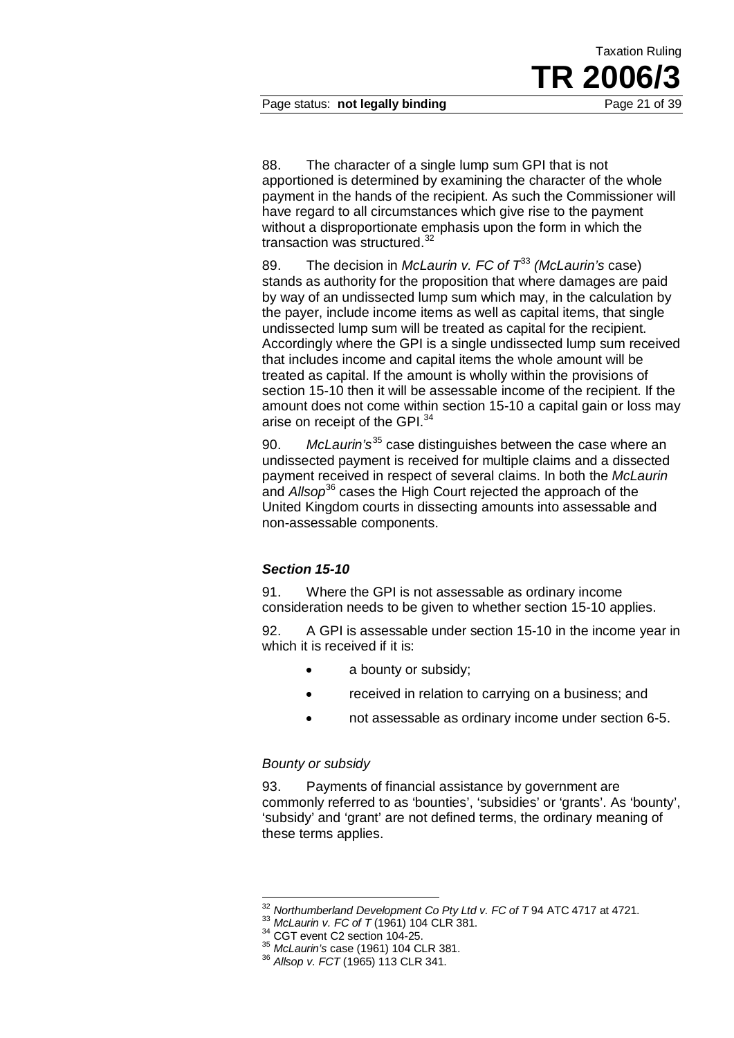88. The character of a single lump sum GPI that is not apportioned is determined by examining the character of the whole payment in the hands of the recipient. As such the Commissioner will have regard to all circumstances which give rise to the payment without a disproportionate emphasis upon the form in which the transaction was structured.[32]

89. The decision in *McLaurin v. FC of T*[33] *(McLaurin's* case) stands as authority for the proposition that where damages are paid by way of an undissected lump sum which may, in the calculation by the payer, include income items as well as capital items, that single undissected lump sum will be treated as capital for the recipient. Accordingly where the GPI is a single undissected lump sum received that includes income and capital items the whole amount will be treated as capital. If the amount is wholly within the provisions of section 15-10 then it will be assessable income of the recipient. If the amount does not come within section 15-10 a capital gain or loss may arise on receipt of the GPI.[34]

90. *McLaurin's*[35] case distinguishes between the case where an undissected payment is received for multiple claims and a dissected payment received in respect of several claims. In both the *McLaurin* and *Allsop*[36] cases the High Court rejected the approach of the United Kingdom courts in dissecting amounts into assessable and non-assessable components.

### *Section 15-10*

91. Where the GPI is not assessable as ordinary income consideration needs to be given to whether section 15-10 applies.

92. A GPI is assessable under section 15-10 in the income year in which it is received if it is:

- a bounty or subsidy;
- received in relation to carrying on a business; and
- not assessable as ordinary income under section 6-5.

#### *Bounty or subsidy*

93. Payments of financial assistance by government are commonly referred to as 'bounties', 'subsidies' or 'grants'. As 'bounty', 'subsidy' and 'grant' are not defined terms, the ordinary meaning of these terms applies.

---

[32] *Northumberland Development Co Pty Ltd v. FC of T* 94 ATC 4717 at 4721.
[33] *McLaurin v. FC of T* (1961) 104 CLR 381.
[34] CGT event C2 section 104-25.
[35] *McLaurin's* case (1961) 104 CLR 381.
[36] *Allsop v. FCT* (1965) 113 CLR 341.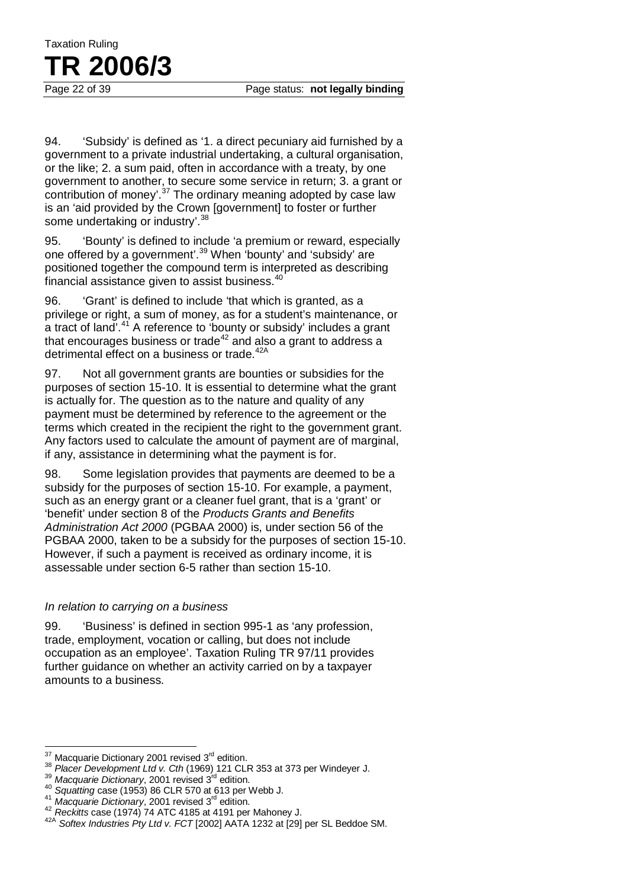94. 'Subsidy' is defined as '1. a direct pecuniary aid furnished by a government to a private industrial undertaking, a cultural organisation, or the like; 2. a sum paid, often in accordance with a treaty, by one government to another, to secure some service in return; 3. a grant or contribution of money'.[37] The ordinary meaning adopted by case law is an 'aid provided by the Crown [government] to foster or further some undertaking or industry'.[38]

95. 'Bounty' is defined to include 'a premium or reward, especially one offered by a government'.[39] When 'bounty' and 'subsidy' are positioned together the compound term is interpreted as describing financial assistance given to assist business.[40]

96. 'Grant' is defined to include 'that which is granted, as a privilege or right, a sum of money, as for a student's maintenance, or a tract of land'.[41] A reference to 'bounty or subsidy' includes a grant that encourages business or trade[42] and also a grant to address a detrimental effect on a business or trade.[42A]

97. Not all government grants are bounties or subsidies for the purposes of section 15-10. It is essential to determine what the grant is actually for. The question as to the nature and quality of any payment must be determined by reference to the agreement or the terms which created in the recipient the right to the government grant. Any factors used to calculate the amount of payment are of marginal, if any, assistance in determining what the payment is for.

98. Some legislation provides that payments are deemed to be a subsidy for the purposes of section 15-10. For example, a payment, such as an energy grant or a cleaner fuel grant, that is a 'grant' or 'benefit' under section 8 of the *Products Grants and Benefits Administration Act 2000* (PGBAA 2000) is, under section 56 of the PGBAA 2000, taken to be a subsidy for the purposes of section 15-10. However, if such a payment is received as ordinary income, it is assessable under section 6-5 rather than section 15-10.

*In relation to carrying on a business*

99. 'Business' is defined in section 995-1 as 'any profession, trade, employment, vocation or calling, but does not include occupation as an employee'. Taxation Ruling TR 97/11 provides further guidance on whether an activity carried on by a taxpayer amounts to a business.

---

[37] Macquarie Dictionary 2001 revised 3rd edition.

[38] *Placer Development Ltd v. Cth* (1969) 121 CLR 353 at 373 per Windeyer J.

[39] *Macquarie Dictionary*, 2001 revised 3rd edition.

[40] *Squatting* case (1953) 86 CLR 570 at 613 per Webb J.

[41] *Macquarie Dictionary*, 2001 revised 3rd edition.

[42] *Reckitts* case (1974) 74 ATC 4185 at 4191 per Mahoney J.

[42A] *Softex Industries Pty Ltd v. FCT* [2002] AATA 1232 at [29] per SL Beddoe SM.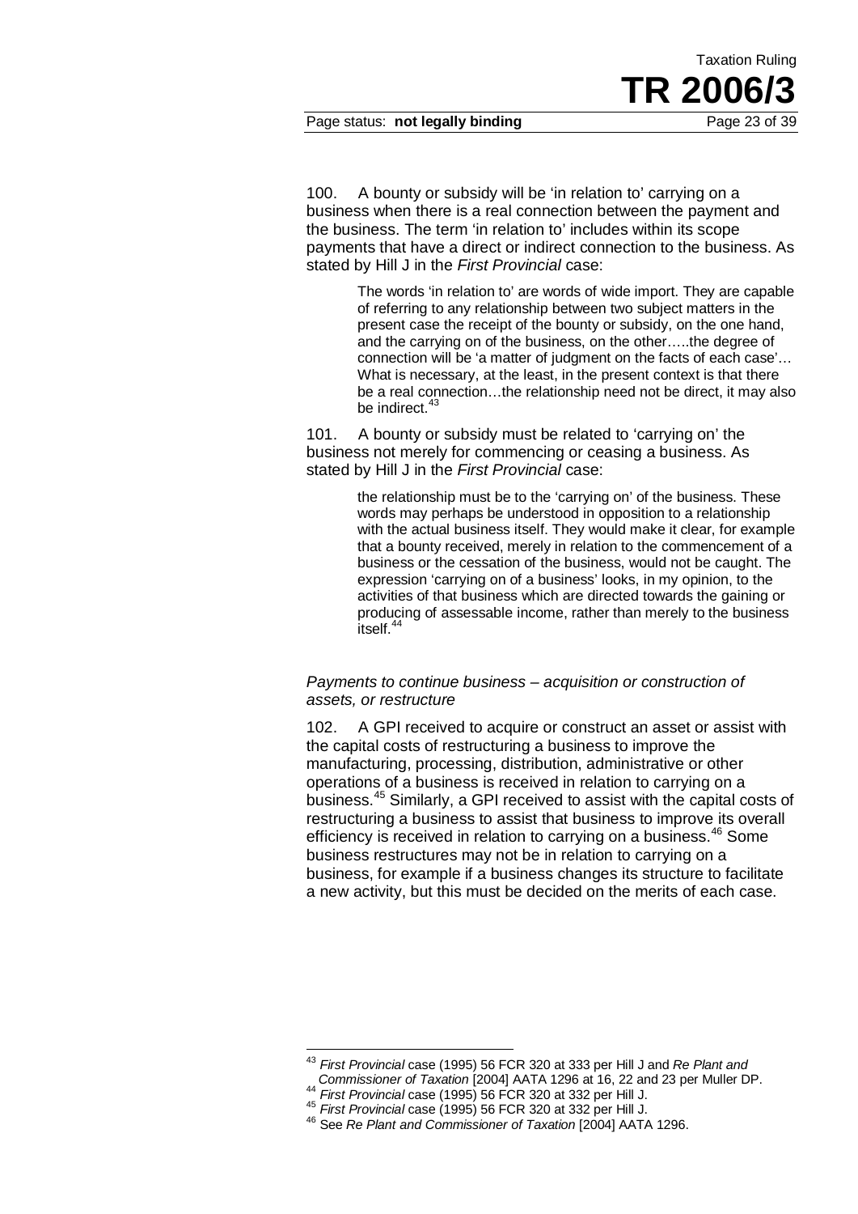100. A bounty or subsidy will be 'in relation to' carrying on a business when there is a real connection between the payment and the business. The term 'in relation to' includes within its scope payments that have a direct or indirect connection to the business. As stated by Hill J in the *First Provincial* case:

> The words 'in relation to' are words of wide import. They are capable of referring to any relationship between two subject matters in the present case the receipt of the bounty or subsidy, on the one hand, and the carrying on of the business, on the other…..the degree of connection will be 'a matter of judgment on the facts of each case'… What is necessary, at the least, in the present context is that there be a real connection…the relationship need not be direct, it may also be indirect.[43]

101. A bounty or subsidy must be related to 'carrying on' the business not merely for commencing or ceasing a business. As stated by Hill J in the *First Provincial* case:

> the relationship must be to the 'carrying on' of the business. These words may perhaps be understood in opposition to a relationship with the actual business itself. They would make it clear, for example that a bounty received, merely in relation to the commencement of a business or the cessation of the business, would not be caught. The expression 'carrying on of a business' looks, in my opinion, to the activities of that business which are directed towards the gaining or producing of assessable income, rather than merely to the business itself.[44]

*Payments to continue business – acquisition or construction of assets, or restructure*

102. A GPI received to acquire or construct an asset or assist with the capital costs of restructuring a business to improve the manufacturing, processing, distribution, administrative or other operations of a business is received in relation to carrying on a business.[45] Similarly, a GPI received to assist with the capital costs of restructuring a business to assist that business to improve its overall efficiency is received in relation to carrying on a business.[46] Some business restructures may not be in relation to carrying on a business, for example if a business changes its structure to facilitate a new activity, but this must be decided on the merits of each case.

---

[43] *First Provincial* case (1995) 56 FCR 320 at 333 per Hill J and *Re Plant and Commissioner of Taxation* [2004] AATA 1296 at 16, 22 and 23 per Muller DP.

[44] *First Provincial* case (1995) 56 FCR 320 at 332 per Hill J.

[45] *First Provincial* case (1995) 56 FCR 320 at 332 per Hill J.

[46] See *Re Plant and Commissioner of Taxation* [2004] AATA 1296.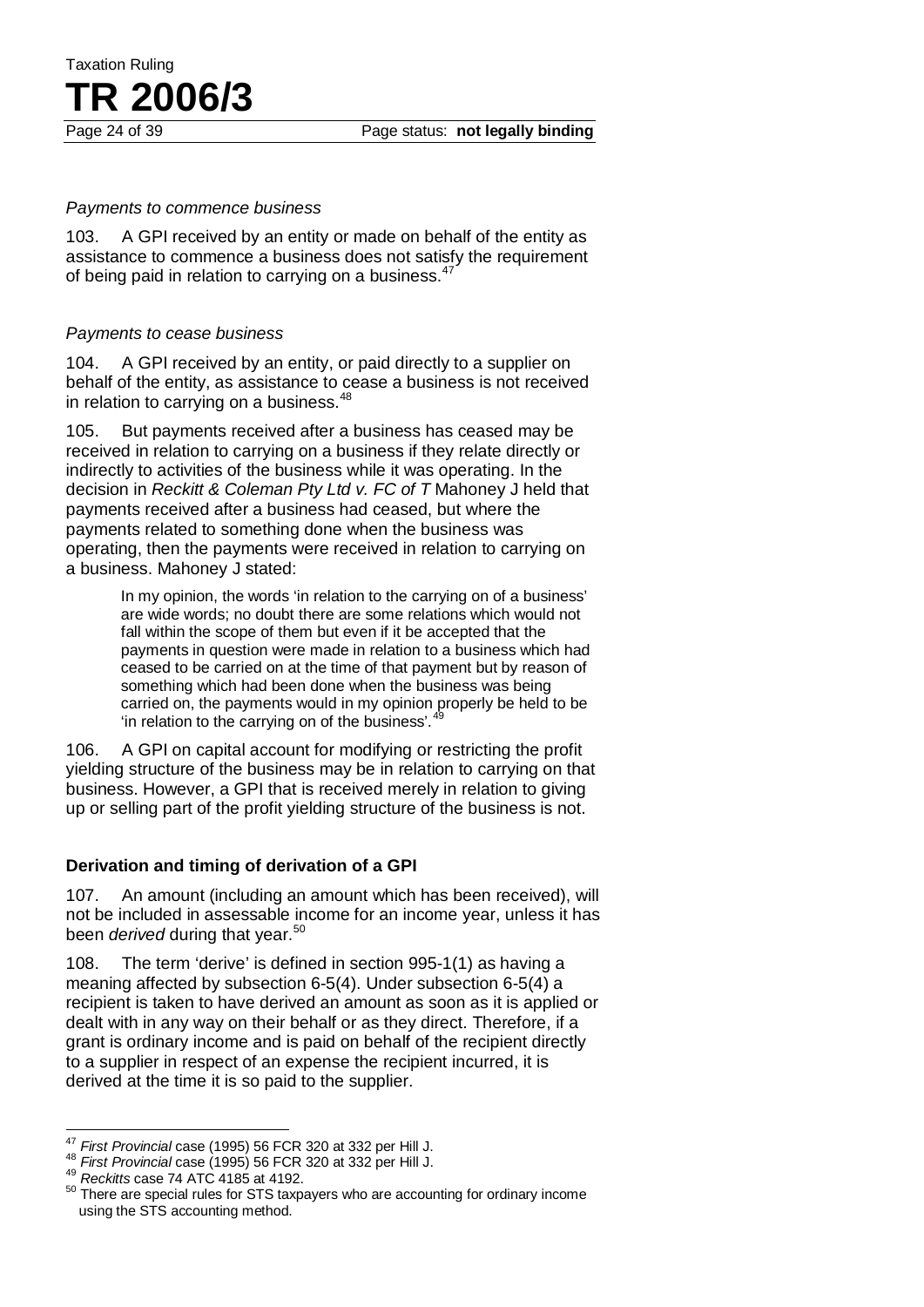*Payments to commence business*

103. A GPI received by an entity or made on behalf of the entity as assistance to commence a business does not satisfy the requirement of being paid in relation to carrying on a business.[47]

*Payments to cease business*

104. A GPI received by an entity, or paid directly to a supplier on behalf of the entity, as assistance to cease a business is not received in relation to carrying on a business.[48]

105. But payments received after a business has ceased may be received in relation to carrying on a business if they relate directly or indirectly to activities of the business while it was operating. In the decision in *Reckitt & Coleman Pty Ltd v. FC of T* Mahoney J held that payments received after a business had ceased, but where the payments related to something done when the business was operating, then the payments were received in relation to carrying on a business. Mahoney J stated:

> In my opinion, the words 'in relation to the carrying on of a business' are wide words; no doubt there are some relations which would not fall within the scope of them but even if it be accepted that the payments in question were made in relation to a business which had ceased to be carried on at the time of that payment but by reason of something which had been done when the business was being carried on, the payments would in my opinion properly be held to be 'in relation to the carrying on of the business'.[49]

106. A GPI on capital account for modifying or restricting the profit yielding structure of the business may be in relation to carrying on that business. However, a GPI that is received merely in relation to giving up or selling part of the profit yielding structure of the business is not.

### Derivation and timing of derivation of a GPI

107. An amount (including an amount which has been received), will not be included in assessable income for an income year, unless it has been *derived* during that year.[50]

108. The term 'derive' is defined in section 995-1(1) as having a meaning affected by subsection 6-5(4). Under subsection 6-5(4) a recipient is taken to have derived an amount as soon as it is applied or dealt with in any way on their behalf or as they direct. Therefore, if a grant is ordinary income and is paid on behalf of the recipient directly to a supplier in respect of an expense the recipient incurred, it is derived at the time it is so paid to the supplier.

---

[47] *First Provincial* case (1995) 56 FCR 320 at 332 per Hill J.

[48] *First Provincial* case (1995) 56 FCR 320 at 332 per Hill J.

[49] *Reckitts* case 74 ATC 4185 at 4192.

[50] There are special rules for STS taxpayers who are accounting for ordinary income using the STS accounting method.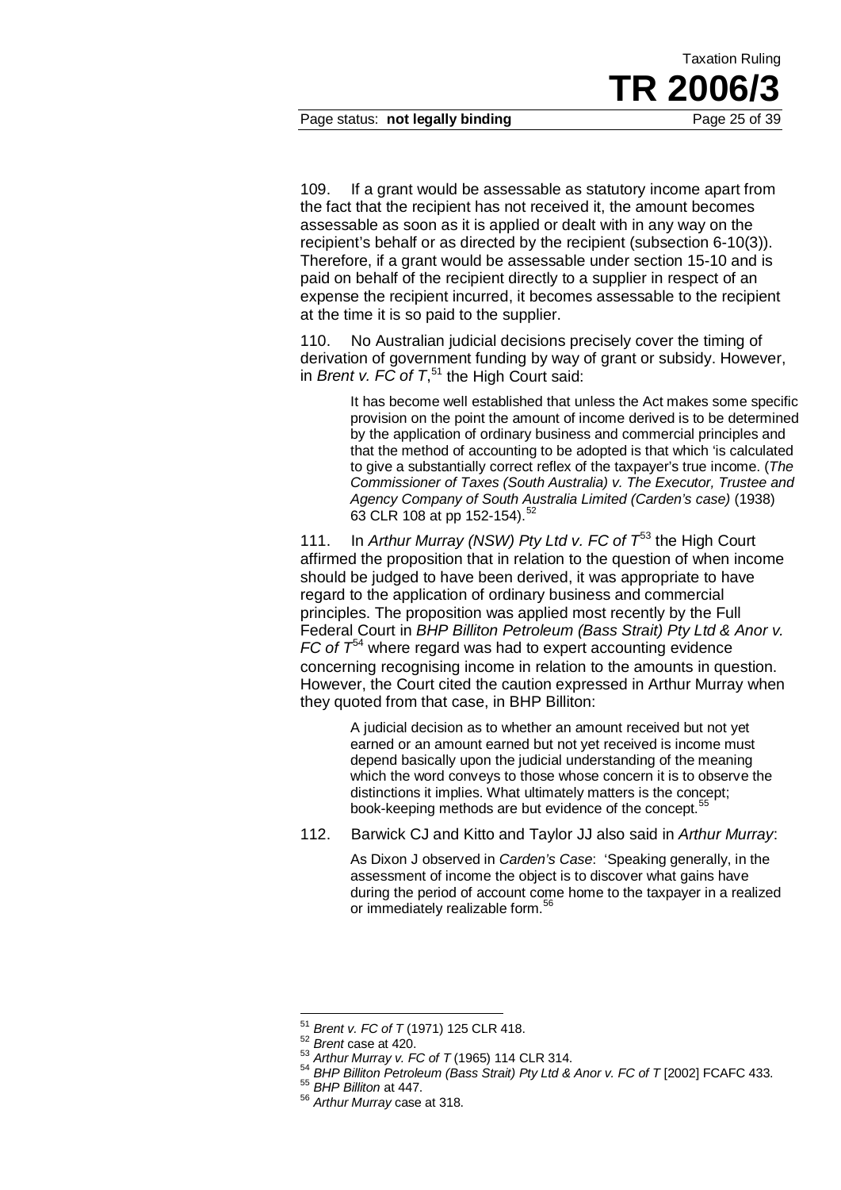109. If a grant would be assessable as statutory income apart from the fact that the recipient has not received it, the amount becomes assessable as soon as it is applied or dealt with in any way on the recipient's behalf or as directed by the recipient (subsection 6-10(3)). Therefore, if a grant would be assessable under section 15-10 and is paid on behalf of the recipient directly to a supplier in respect of an expense the recipient incurred, it becomes assessable to the recipient at the time it is so paid to the supplier.

110. No Australian judicial decisions precisely cover the timing of derivation of government funding by way of grant or subsidy. However, in *Brent v. FC of T*,[51] the High Court said:

> It has become well established that unless the Act makes some specific provision on the point the amount of income derived is to be determined by the application of ordinary business and commercial principles and that the method of accounting to be adopted is that which 'is calculated to give a substantially correct reflex of the taxpayer's true income. (*The Commissioner of Taxes (South Australia) v. The Executor, Trustee and Agency Company of South Australia Limited (Carden's case)* (1938) 63 CLR 108 at pp 152-154).[52]

111. In *Arthur Murray (NSW) Pty Ltd v. FC of T*[53] the High Court affirmed the proposition that in relation to the question of when income should be judged to have been derived, it was appropriate to have regard to the application of ordinary business and commercial principles. The proposition was applied most recently by the Full Federal Court in *BHP Billiton Petroleum (Bass Strait) Pty Ltd & Anor v. FC of T*[54] where regard was had to expert accounting evidence concerning recognising income in relation to the amounts in question. However, the Court cited the caution expressed in Arthur Murray when they quoted from that case, in BHP Billiton:

> A judicial decision as to whether an amount received but not yet earned or an amount earned but not yet received is income must depend basically upon the judicial understanding of the meaning which the word conveys to those whose concern it is to observe the distinctions it implies. What ultimately matters is the concept; book-keeping methods are but evidence of the concept.[55]

112. Barwick CJ and Kitto and Taylor JJ also said in *Arthur Murray*:

> As Dixon J observed in *Carden's Case*: 'Speaking generally, in the assessment of income the object is to discover what gains have during the period of account come home to the taxpayer in a realized or immediately realizable form.[56]

---

[51] *Brent v. FC of T* (1971) 125 CLR 418.

[52] *Brent* case at 420.

[53] *Arthur Murray v. FC of T* (1965) 114 CLR 314.

[54] *BHP Billiton Petroleum (Bass Strait) Pty Ltd & Anor v. FC of T* [2002] FCAFC 433.

[55] *BHP Billiton* at 447.

[56] *Arthur Murray* case at 318.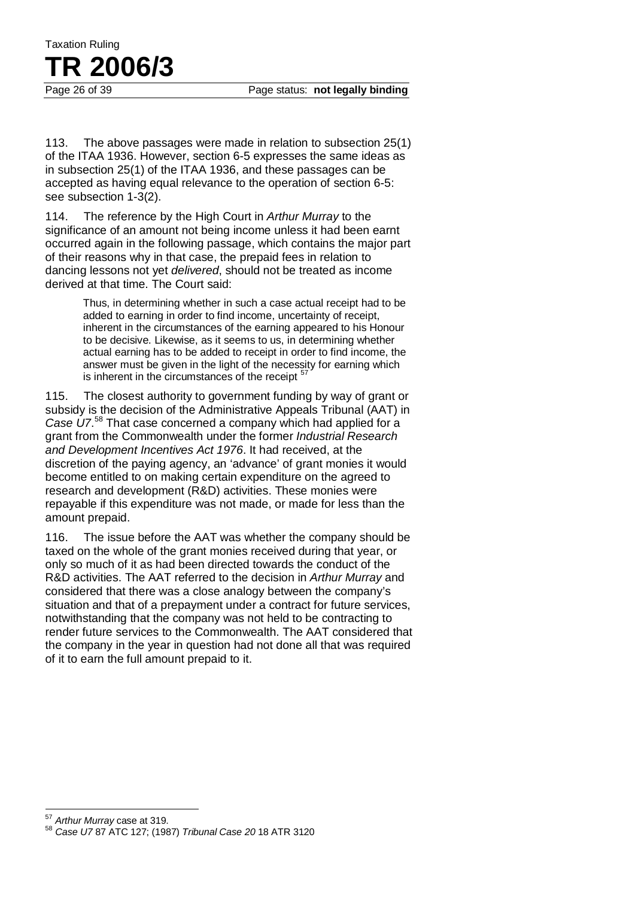113. The above passages were made in relation to subsection 25(1) of the ITAA 1936. However, section 6-5 expresses the same ideas as in subsection 25(1) of the ITAA 1936, and these passages can be accepted as having equal relevance to the operation of section 6-5: see subsection 1-3(2).

114. The reference by the High Court in *Arthur Murray* to the significance of an amount not being income unless it had been earnt occurred again in the following passage, which contains the major part of their reasons why in that case, the prepaid fees in relation to dancing lessons not yet *delivered*, should not be treated as income derived at that time. The Court said:

> Thus, in determining whether in such a case actual receipt had to be added to earning in order to find income, uncertainty of receipt, inherent in the circumstances of the earning appeared to his Honour to be decisive. Likewise, as it seems to us, in determining whether actual earning has to be added to receipt in order to find income, the answer must be given in the light of the necessity for earning which is inherent in the circumstances of the receipt [57]

115. The closest authority to government funding by way of grant or subsidy is the decision of the Administrative Appeals Tribunal (AAT) in *Case U7*.[58] That case concerned a company which had applied for a grant from the Commonwealth under the former *Industrial Research and Development Incentives Act 1976*. It had received, at the discretion of the paying agency, an 'advance' of grant monies it would become entitled to on making certain expenditure on the agreed to research and development (R&D) activities. These monies were repayable if this expenditure was not made, or made for less than the amount prepaid.

116. The issue before the AAT was whether the company should be taxed on the whole of the grant monies received during that year, or only so much of it as had been directed towards the conduct of the R&D activities. The AAT referred to the decision in *Arthur Murray* and considered that there was a close analogy between the company's situation and that of a prepayment under a contract for future services, notwithstanding that the company was not held to be contracting to render future services to the Commonwealth. The AAT considered that the company in the year in question had not done all that was required of it to earn the full amount prepaid to it.

---

[57] *Arthur Murray* case at 319.

[58] *Case U7* 87 ATC 127; (1987) *Tribunal Case 20* 18 ATR 3120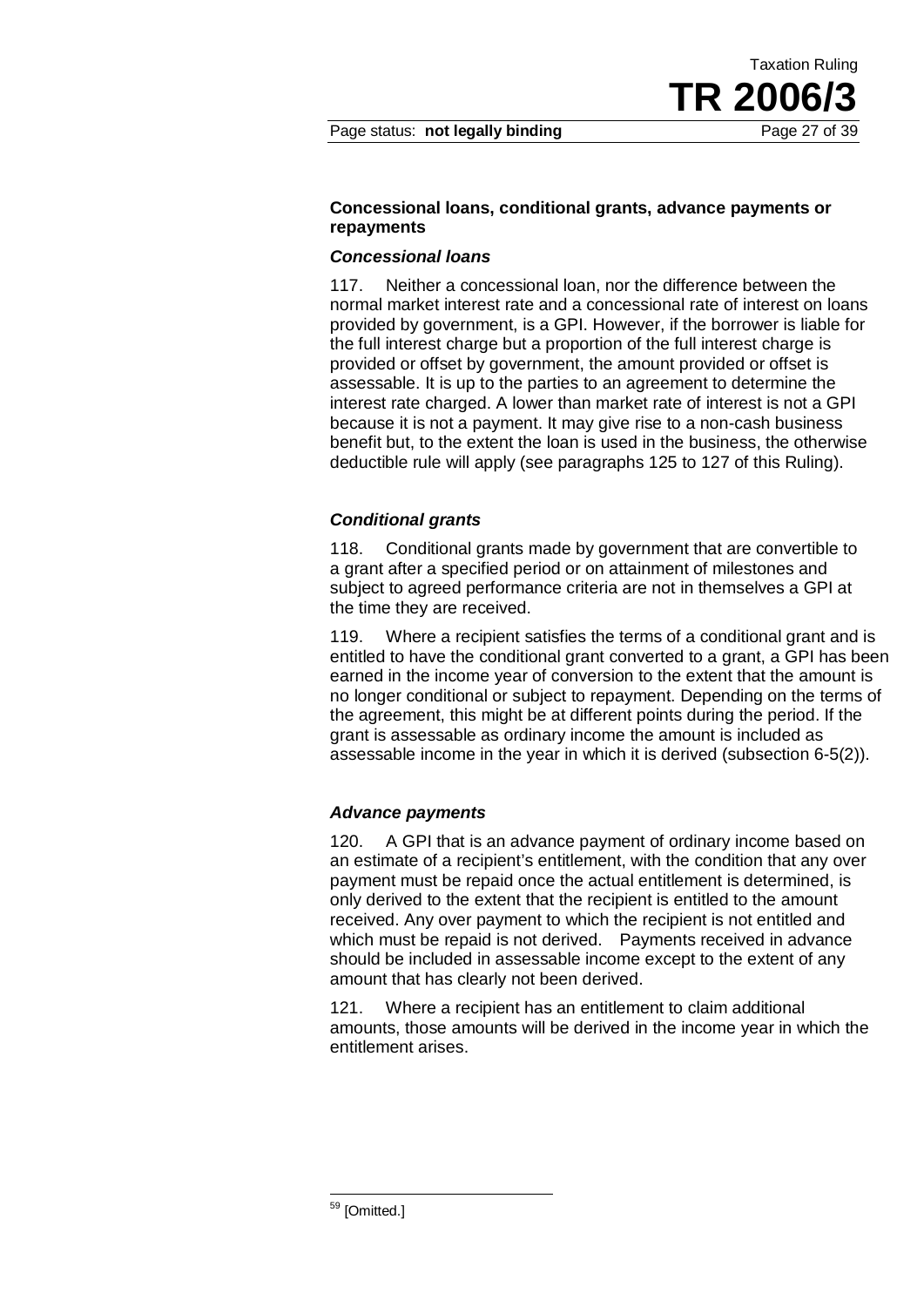### Concessional loans, conditional grants, advance payments or repayments

#### *Concessional loans*

117. Neither a concessional loan, nor the difference between the normal market interest rate and a concessional rate of interest on loans provided by government, is a GPI. However, if the borrower is liable for the full interest charge but a proportion of the full interest charge is provided or offset by government, the amount provided or offset is assessable. It is up to the parties to an agreement to determine the interest rate charged. A lower than market rate of interest is not a GPI because it is not a payment. It may give rise to a non-cash business benefit but, to the extent the loan is used in the business, the otherwise deductible rule will apply (see paragraphs 125 to 127 of this Ruling).

#### *Conditional grants*

118. Conditional grants made by government that are convertible to a grant after a specified period or on attainment of milestones and subject to agreed performance criteria are not in themselves a GPI at the time they are received.

119. Where a recipient satisfies the terms of a conditional grant and is entitled to have the conditional grant converted to a grant, a GPI has been earned in the income year of conversion to the extent that the amount is no longer conditional or subject to repayment. Depending on the terms of the agreement, this might be at different points during the period. If the grant is assessable as ordinary income the amount is included as assessable income in the year in which it is derived (subsection 6-5(2)).

#### *Advance payments*

120. A GPI that is an advance payment of ordinary income based on an estimate of a recipient's entitlement, with the condition that any over payment must be repaid once the actual entitlement is determined, is only derived to the extent that the recipient is entitled to the amount received. Any over payment to which the recipient is not entitled and which must be repaid is not derived. Payments received in advance should be included in assessable income except to the extent of any amount that has clearly not been derived.

121. Where a recipient has an entitlement to claim additional amounts, those amounts will be derived in the income year in which the entitlement arises.

---

[59] [Omitted.]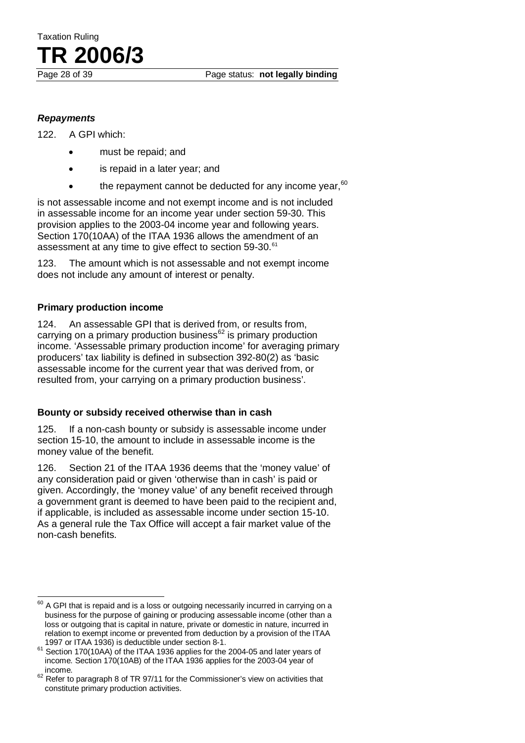### *Repayments*

122. A GPI which:

- must be repaid; and
- is repaid in a later year; and
- the repayment cannot be deducted for any income year,[60]

is not assessable income and not exempt income and is not included in assessable income for an income year under section 59-30. This provision applies to the 2003-04 income year and following years. Section 170(10AA) of the ITAA 1936 allows the amendment of an assessment at any time to give effect to section 59-30.[61]

123. The amount which is not assessable and not exempt income does not include any amount of interest or penalty.

### **Primary production income**

124. An assessable GPI that is derived from, or results from, carrying on a primary production business[62] is primary production income. 'Assessable primary production income' for averaging primary producers' tax liability is defined in subsection 392-80(2) as 'basic assessable income for the current year that was derived from, or resulted from, your carrying on a primary production business'.

### **Bounty or subsidy received otherwise than in cash**

125. If a non-cash bounty or subsidy is assessable income under section 15-10, the amount to include in assessable income is the money value of the benefit.

126. Section 21 of the ITAA 1936 deems that the 'money value' of any consideration paid or given 'otherwise than in cash' is paid or given. Accordingly, the 'money value' of any benefit received through a government grant is deemed to have been paid to the recipient and, if applicable, is included as assessable income under section 15-10. As a general rule the Tax Office will accept a fair market value of the non-cash benefits.

---

[60] A GPI that is repaid and is a loss or outgoing necessarily incurred in carrying on a business for the purpose of gaining or producing assessable income (other than a loss or outgoing that is capital in nature, private or domestic in nature, incurred in relation to exempt income or prevented from deduction by a provision of the ITAA 1997 or ITAA 1936) is deductible under section 8-1.

[61] Section 170(10AA) of the ITAA 1936 applies for the 2004-05 and later years of income. Section 170(10AB) of the ITAA 1936 applies for the 2003-04 year of income.

[62] Refer to paragraph 8 of TR 97/11 for the Commissioner's view on activities that constitute primary production activities.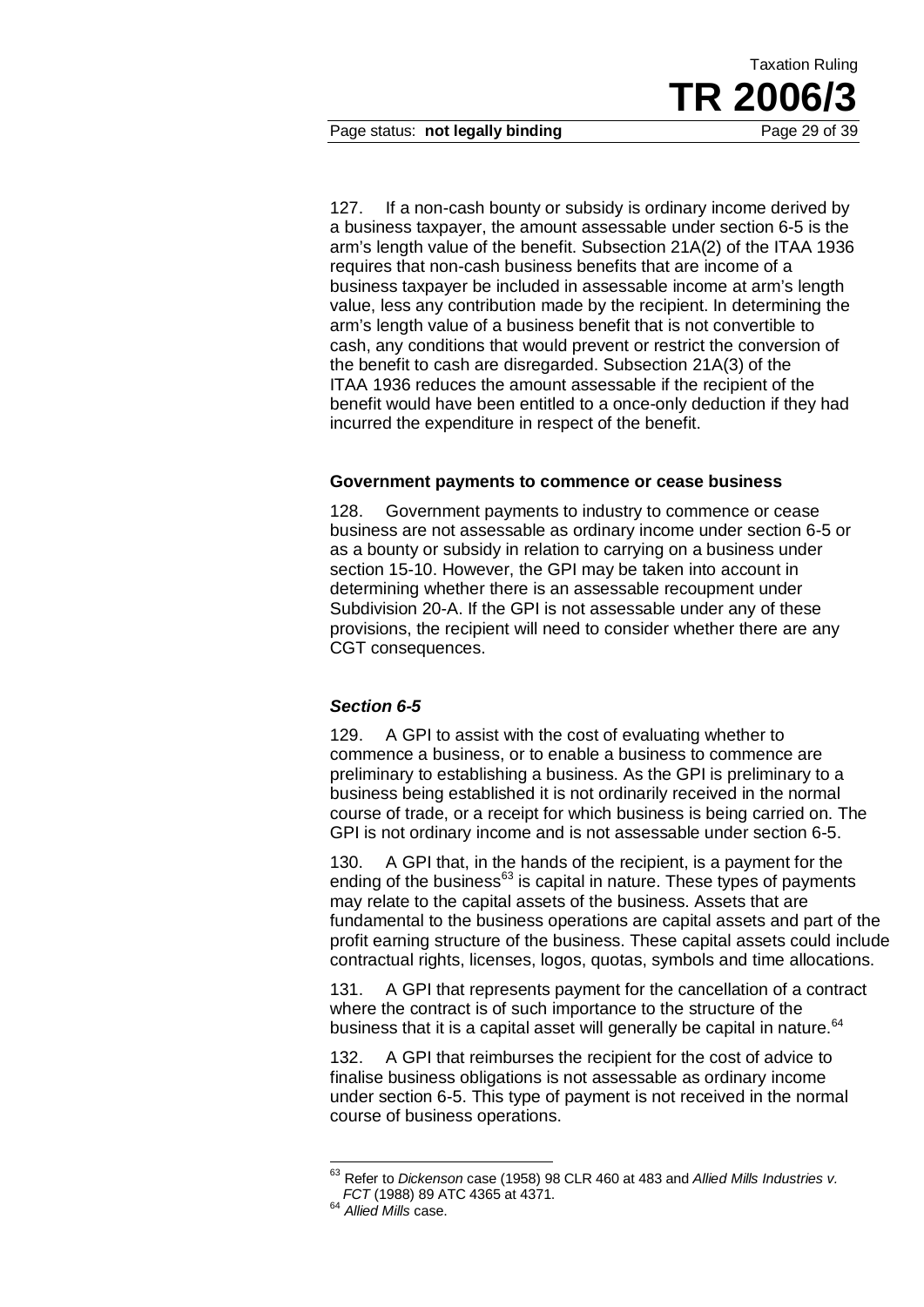127. If a non-cash bounty or subsidy is ordinary income derived by a business taxpayer, the amount assessable under section 6-5 is the arm's length value of the benefit. Subsection 21A(2) of the ITAA 1936 requires that non-cash business benefits that are income of a business taxpayer be included in assessable income at arm's length value, less any contribution made by the recipient. In determining the arm's length value of a business benefit that is not convertible to cash, any conditions that would prevent or restrict the conversion of the benefit to cash are disregarded. Subsection 21A(3) of the ITAA 1936 reduces the amount assessable if the recipient of the benefit would have been entitled to a once-only deduction if they had incurred the expenditure in respect of the benefit.

### Government payments to commence or cease business

128. Government payments to industry to commence or cease business are not assessable as ordinary income under section 6-5 or as a bounty or subsidy in relation to carrying on a business under section 15-10. However, the GPI may be taken into account in determining whether there is an assessable recoupment under Subdivision 20-A. If the GPI is not assessable under any of these provisions, the recipient will need to consider whether there are any CGT consequences.

#### *Section 6-5*

129. A GPI to assist with the cost of evaluating whether to commence a business, or to enable a business to commence are preliminary to establishing a business. As the GPI is preliminary to a business being established it is not ordinarily received in the normal course of trade, or a receipt for which business is being carried on. The GPI is not ordinary income and is not assessable under section 6-5.

130. A GPI that, in the hands of the recipient, is a payment for the ending of the business[63] is capital in nature. These types of payments may relate to the capital assets of the business. Assets that are fundamental to the business operations are capital assets and part of the profit earning structure of the business. These capital assets could include contractual rights, licenses, logos, quotas, symbols and time allocations.

131. A GPI that represents payment for the cancellation of a contract where the contract is of such importance to the structure of the business that it is a capital asset will generally be capital in nature.[64]

132. A GPI that reimburses the recipient for the cost of advice to finalise business obligations is not assessable as ordinary income under section 6-5. This type of payment is not received in the normal course of business operations.

---

[63] Refer to *Dickenson* case (1958) 98 CLR 460 at 483 and *Allied Mills Industries v. FCT* (1988) 89 ATC 4365 at 4371.

[64] *Allied Mills* case.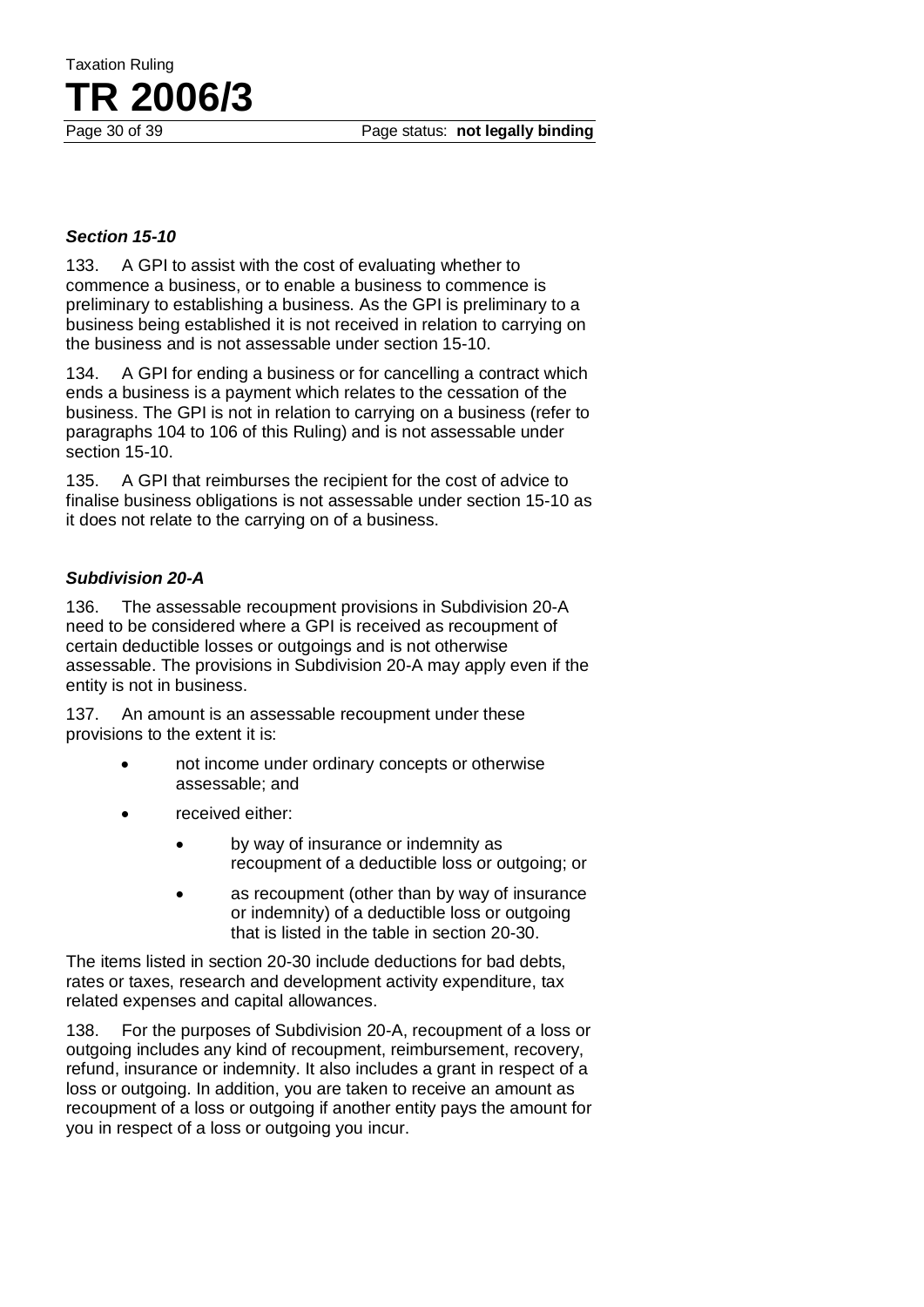### *Section 15-10*

133. A GPI to assist with the cost of evaluating whether to commence a business, or to enable a business to commence is preliminary to establishing a business. As the GPI is preliminary to a business being established it is not received in relation to carrying on the business and is not assessable under section 15-10.

134. A GPI for ending a business or for cancelling a contract which ends a business is a payment which relates to the cessation of the business. The GPI is not in relation to carrying on a business (refer to paragraphs 104 to 106 of this Ruling) and is not assessable under section 15-10.

135. A GPI that reimburses the recipient for the cost of advice to finalise business obligations is not assessable under section 15-10 as it does not relate to the carrying on of a business.

### *Subdivision 20-A*

136. The assessable recoupment provisions in Subdivision 20-A need to be considered where a GPI is received as recoupment of certain deductible losses or outgoings and is not otherwise assessable. The provisions in Subdivision 20-A may apply even if the entity is not in business.

137. An amount is an assessable recoupment under these provisions to the extent it is:

- not income under ordinary concepts or otherwise assessable; and
- received either:
  - by way of insurance or indemnity as recoupment of a deductible loss or outgoing; or
  - as recoupment (other than by way of insurance or indemnity) of a deductible loss or outgoing that is listed in the table in section 20-30.

The items listed in section 20-30 include deductions for bad debts, rates or taxes, research and development activity expenditure, tax related expenses and capital allowances.

138. For the purposes of Subdivision 20-A, recoupment of a loss or outgoing includes any kind of recoupment, reimbursement, recovery, refund, insurance or indemnity. It also includes a grant in respect of a loss or outgoing. In addition, you are taken to receive an amount as recoupment of a loss or outgoing if another entity pays the amount for you in respect of a loss or outgoing you incur.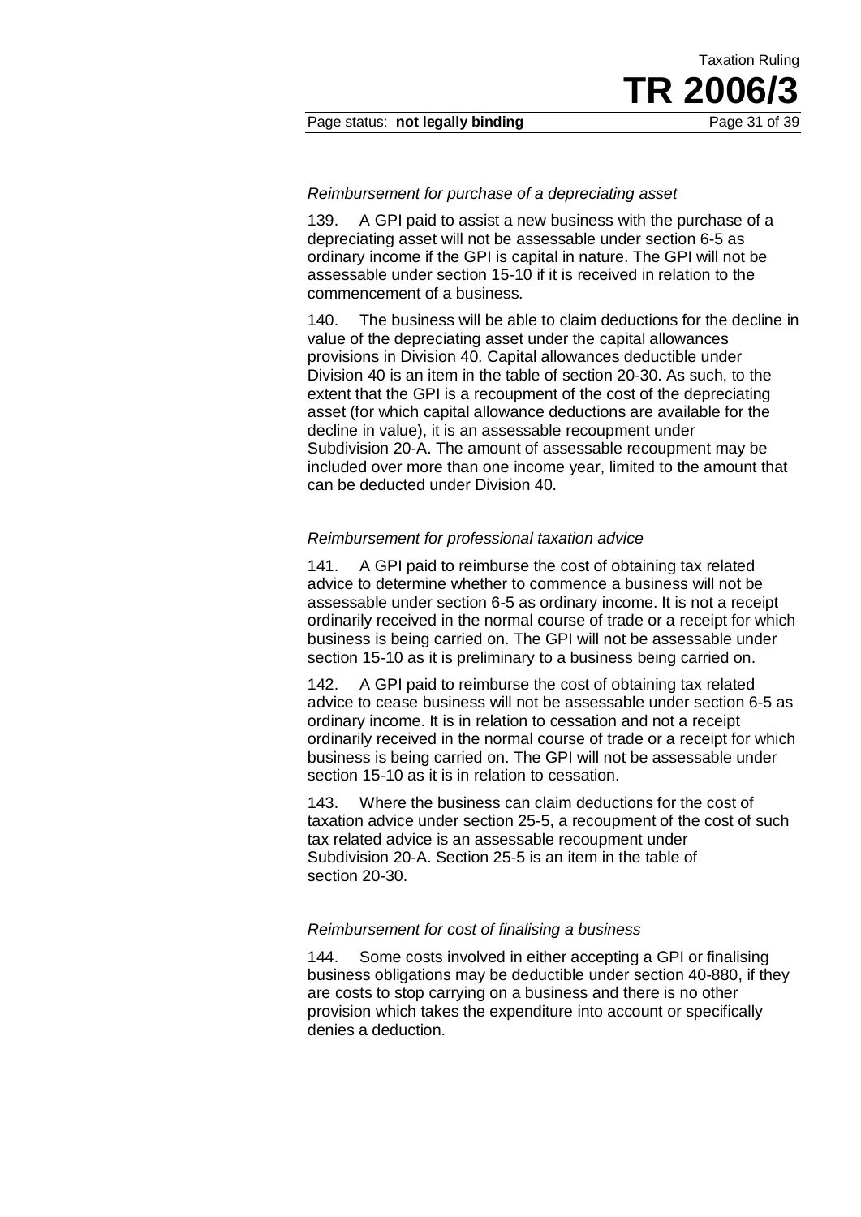*Reimbursement for purchase of a depreciating asset*

139. A GPI paid to assist a new business with the purchase of a depreciating asset will not be assessable under section 6-5 as ordinary income if the GPI is capital in nature. The GPI will not be assessable under section 15-10 if it is received in relation to the commencement of a business.

140. The business will be able to claim deductions for the decline in value of the depreciating asset under the capital allowances provisions in Division 40. Capital allowances deductible under Division 40 is an item in the table of section 20-30. As such, to the extent that the GPI is a recoupment of the cost of the depreciating asset (for which capital allowance deductions are available for the decline in value), it is an assessable recoupment under Subdivision 20-A. The amount of assessable recoupment may be included over more than one income year, limited to the amount that can be deducted under Division 40.

*Reimbursement for professional taxation advice*

141. A GPI paid to reimburse the cost of obtaining tax related advice to determine whether to commence a business will not be assessable under section 6-5 as ordinary income. It is not a receipt ordinarily received in the normal course of trade or a receipt for which business is being carried on. The GPI will not be assessable under section 15-10 as it is preliminary to a business being carried on.

142. A GPI paid to reimburse the cost of obtaining tax related advice to cease business will not be assessable under section 6-5 as ordinary income. It is in relation to cessation and not a receipt ordinarily received in the normal course of trade or a receipt for which business is being carried on. The GPI will not be assessable under section 15-10 as it is in relation to cessation.

143. Where the business can claim deductions for the cost of taxation advice under section 25-5, a recoupment of the cost of such tax related advice is an assessable recoupment under Subdivision 20-A. Section 25-5 is an item in the table of section 20-30.

*Reimbursement for cost of finalising a business*

144. Some costs involved in either accepting a GPI or finalising business obligations may be deductible under section 40-880, if they are costs to stop carrying on a business and there is no other provision which takes the expenditure into account or specifically denies a deduction.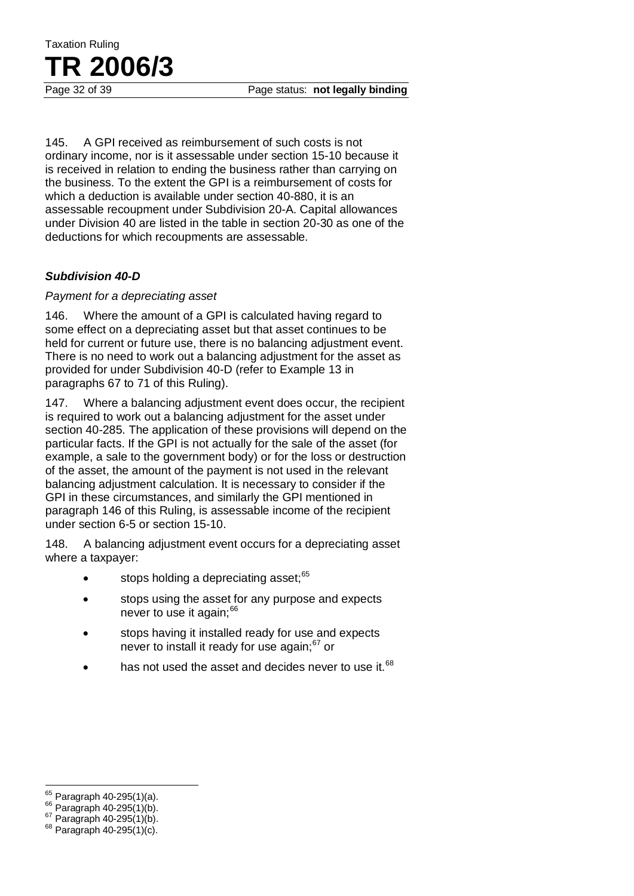145. A GPI received as reimbursement of such costs is not ordinary income, nor is it assessable under section 15-10 because it is received in relation to ending the business rather than carrying on the business. To the extent the GPI is a reimbursement of costs for which a deduction is available under section 40-880, it is an assessable recoupment under Subdivision 20-A. Capital allowances under Division 40 are listed in the table in section 20-30 as one of the deductions for which recoupments are assessable.

### *Subdivision 40-D*

*Payment for a depreciating asset*

146. Where the amount of a GPI is calculated having regard to some effect on a depreciating asset but that asset continues to be held for current or future use, there is no balancing adjustment event. There is no need to work out a balancing adjustment for the asset as provided for under Subdivision 40-D (refer to Example 13 in paragraphs 67 to 71 of this Ruling).

147. Where a balancing adjustment event does occur, the recipient is required to work out a balancing adjustment for the asset under section 40-285. The application of these provisions will depend on the particular facts. If the GPI is not actually for the sale of the asset (for example, a sale to the government body) or for the loss or destruction of the asset, the amount of the payment is not used in the relevant balancing adjustment calculation. It is necessary to consider if the GPI in these circumstances, and similarly the GPI mentioned in paragraph 146 of this Ruling, is assessable income of the recipient under section 6-5 or section 15-10.

148. A balancing adjustment event occurs for a depreciating asset where a taxpayer:

- stops holding a depreciating asset;[65]
- stops using the asset for any purpose and expects never to use it again;[66]
- stops having it installed ready for use and expects never to install it ready for use again;[67] or
- has not used the asset and decides never to use it.[68]

---

[65] Paragraph 40-295(1)(a).

[66] Paragraph 40-295(1)(b).

[67] Paragraph 40-295(1)(b).

[68] Paragraph 40-295(1)(c).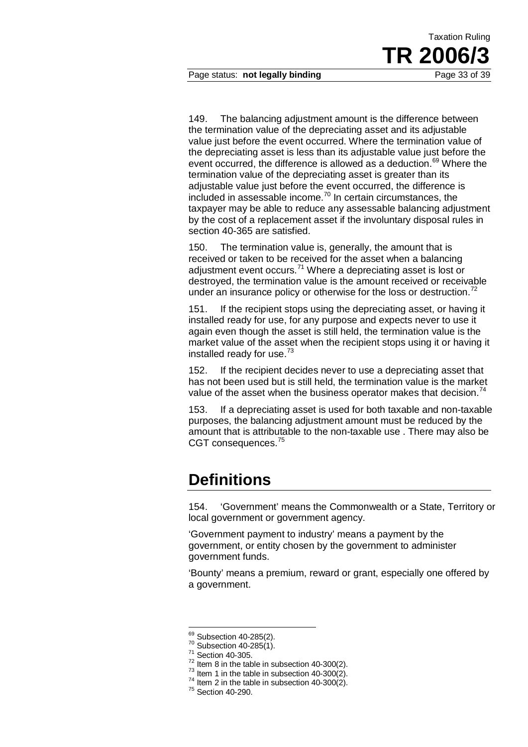149. The balancing adjustment amount is the difference between the termination value of the depreciating asset and its adjustable value just before the event occurred. Where the termination value of the depreciating asset is less than its adjustable value just before the event occurred, the difference is allowed as a deduction.[69] Where the termination value of the depreciating asset is greater than its adjustable value just before the event occurred, the difference is included in assessable income.[70] In certain circumstances, the taxpayer may be able to reduce any assessable balancing adjustment by the cost of a replacement asset if the involuntary disposal rules in section 40-365 are satisfied.

150. The termination value is, generally, the amount that is received or taken to be received for the asset when a balancing adjustment event occurs.[71] Where a depreciating asset is lost or destroyed, the termination value is the amount received or receivable under an insurance policy or otherwise for the loss or destruction.[72]

151. If the recipient stops using the depreciating asset, or having it installed ready for use, for any purpose and expects never to use it again even though the asset is still held, the termination value is the market value of the asset when the recipient stops using it or having it installed ready for use.[73]

152. If the recipient decides never to use a depreciating asset that has not been used but is still held, the termination value is the market value of the asset when the business operator makes that decision.[74]

153. If a depreciating asset is used for both taxable and non-taxable purposes, the balancing adjustment amount must be reduced by the amount that is attributable to the non-taxable use . There may also be CGT consequences.[75]

# Definitions

154. 'Government' means the Commonwealth or a State, Territory or local government or government agency.

'Government payment to industry' means a payment by the government, or entity chosen by the government to administer government funds.

'Bounty' means a premium, reward or grant, especially one offered by a government.

---

[69] Subsection 40-285(2).

[70] Subsection 40-285(1).

[71] Section 40-305.

[72] Item 8 in the table in subsection 40-300(2).

[73] Item 1 in the table in subsection 40-300(2).

[74] Item 2 in the table in subsection 40-300(2).

[75] Section 40-290.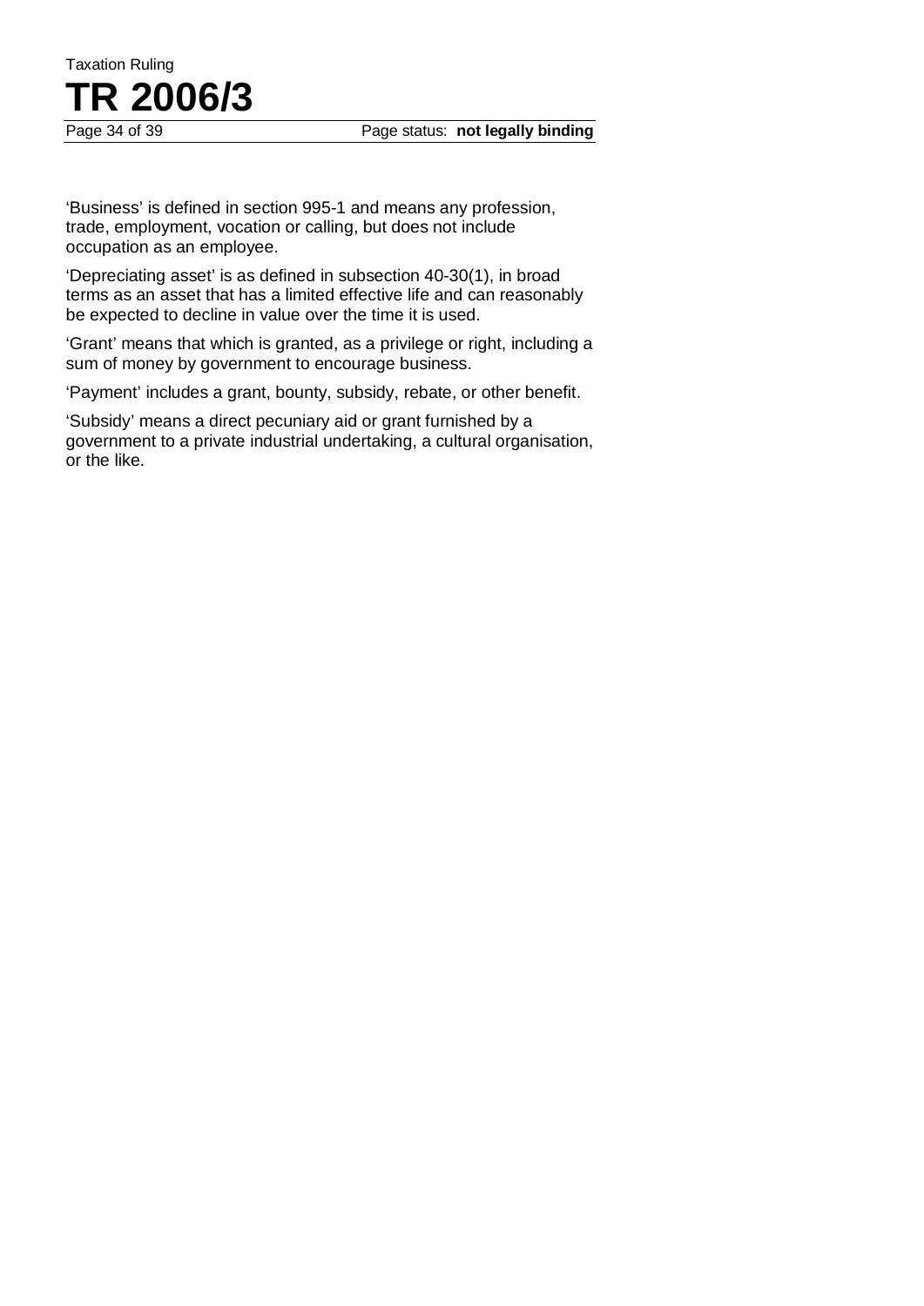'Business' is defined in section 995-1 and means any profession, trade, employment, vocation or calling, but does not include occupation as an employee.

'Depreciating asset' is as defined in subsection 40-30(1), in broad terms as an asset that has a limited effective life and can reasonably be expected to decline in value over the time it is used.

'Grant' means that which is granted, as a privilege or right, including a sum of money by government to encourage business.

'Payment' includes a grant, bounty, subsidy, rebate, or other benefit.

'Subsidy' means a direct pecuniary aid or grant furnished by a government to a private industrial undertaking, a cultural organisation, or the like.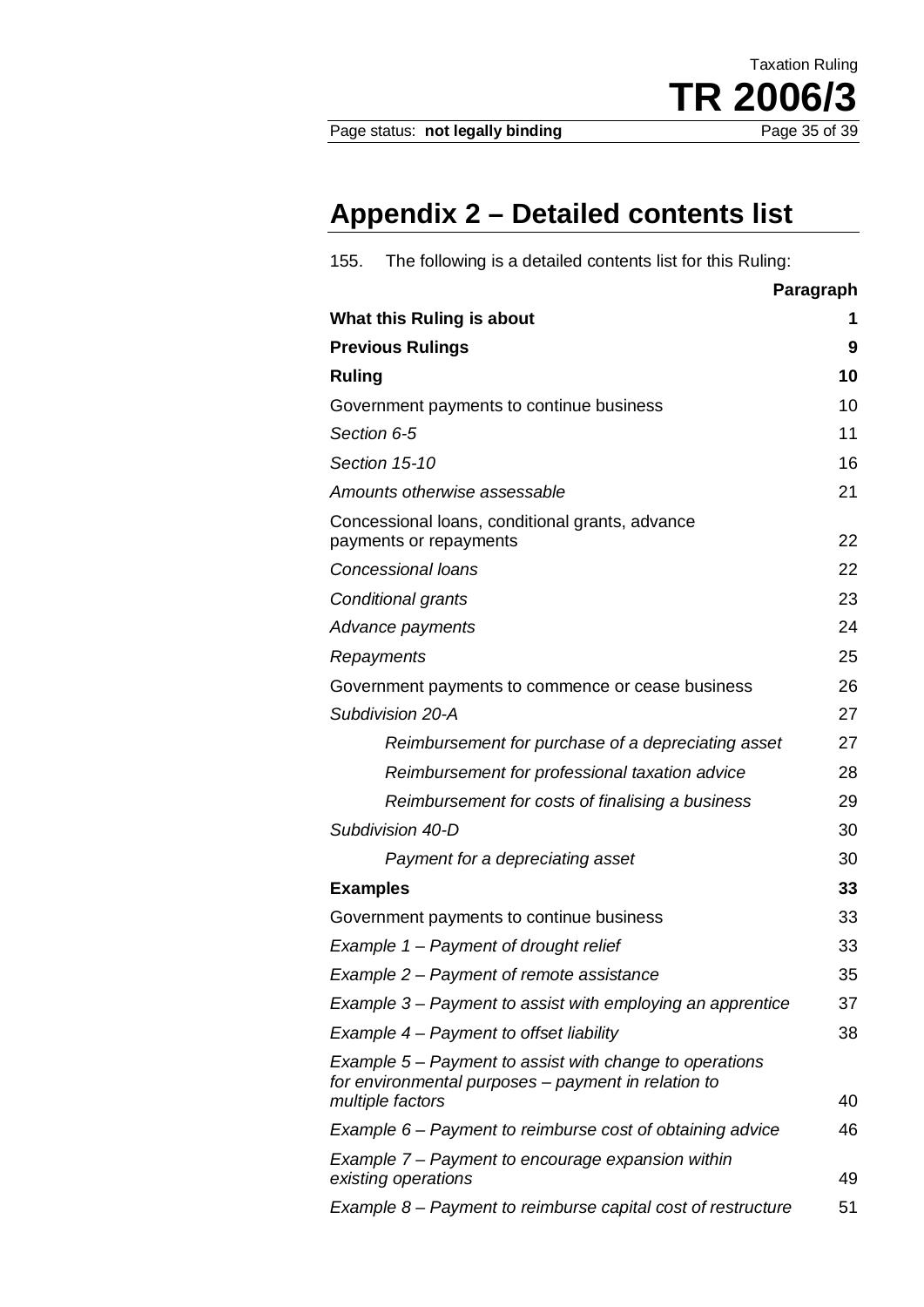## Appendix 2 – Detailed contents list

155. The following is a detailed contents list for this Ruling:

| | Paragraph |
|---|---|
| **What this Ruling is about** | **1** |
| **Previous Rulings** | **9** |
| **Ruling** | **10** |
| Government payments to continue business | 10 |
| *Section 6-5* | 11 |
| *Section 15-10* | 16 |
| *Amounts otherwise assessable* | 21 |
| Concessional loans, conditional grants, advance payments or repayments | 22 |
| *Concessional loans* | 22 |
| *Conditional grants* | 23 |
| *Advance payments* | 24 |
| *Repayments* | 25 |
| Government payments to commence or cease business | 26 |
| *Subdivision 20-A* | 27 |
| *Reimbursement for purchase of a depreciating asset* | 27 |
| *Reimbursement for professional taxation advice* | 28 |
| *Reimbursement for costs of finalising a business* | 29 |
| *Subdivision 40-D* | 30 |
| *Payment for a depreciating asset* | 30 |
| **Examples** | **33** |
| Government payments to continue business | 33 |
| *Example 1 – Payment of drought relief* | 33 |
| *Example 2 – Payment of remote assistance* | 35 |
| *Example 3 – Payment to assist with employing an apprentice* | 37 |
| *Example 4 – Payment to offset liability* | 38 |
| *Example 5 – Payment to assist with change to operations for environmental purposes – payment in relation to multiple factors* | 40 |
| *Example 6 – Payment to reimburse cost of obtaining advice* | 46 |
| *Example 7 – Payment to encourage expansion within existing operations* | 49 |
| *Example 8 – Payment to reimburse capital cost of restructure* | 51 |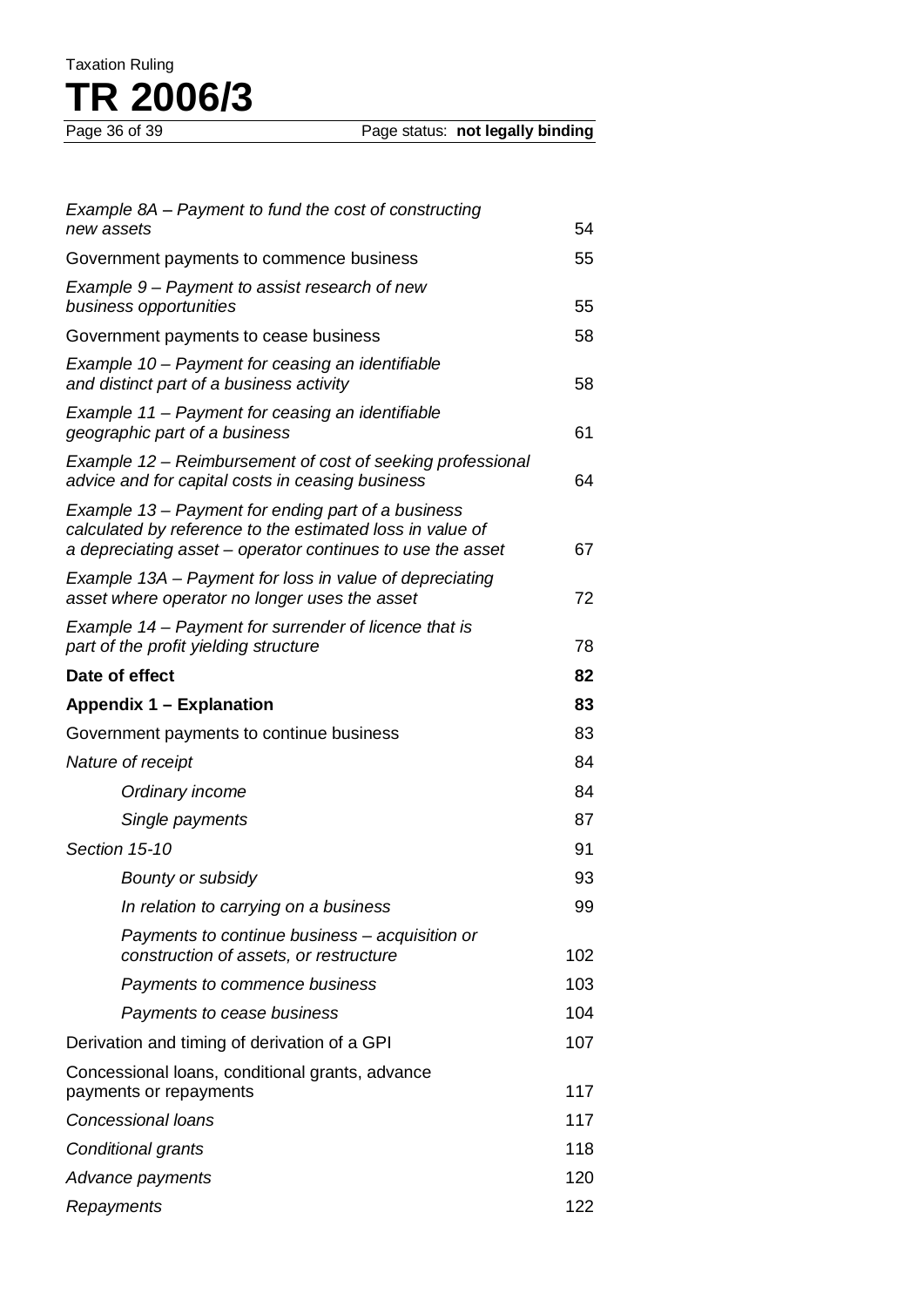| | |
|---|---|
| *Example 8A – Payment to fund the cost of constructing new assets* | 54 |
| Government payments to commence business | 55 |
| *Example 9 – Payment to assist research of new business opportunities* | 55 |
| Government payments to cease business | 58 |
| *Example 10 – Payment for ceasing an identifiable and distinct part of a business activity* | 58 |
| *Example 11 – Payment for ceasing an identifiable geographic part of a business* | 61 |
| *Example 12 – Reimbursement of cost of seeking professional advice and for capital costs in ceasing business* | 64 |
| *Example 13 – Payment for ending part of a business calculated by reference to the estimated loss in value of a depreciating asset – operator continues to use the asset* | 67 |
| *Example 13A – Payment for loss in value of depreciating asset where operator no longer uses the asset* | 72 |
| *Example 14 – Payment for surrender of licence that is part of the profit yielding structure* | 78 |
| **Date of effect** | **82** |
| **Appendix 1 – Explanation** | **83** |
| Government payments to continue business | 83 |
| *Nature of receipt* | 84 |
| *Ordinary income* | 84 |
| *Single payments* | 87 |
| *Section 15-10* | 91 |
| *Bounty or subsidy* | 93 |
| *In relation to carrying on a business* | 99 |
| *Payments to continue business – acquisition or construction of assets, or restructure* | 102 |
| *Payments to commence business* | 103 |
| *Payments to cease business* | 104 |
| Derivation and timing of derivation of a GPI | 107 |
| Concessional loans, conditional grants, advance payments or repayments | 117 |
| *Concessional loans* | 117 |
| *Conditional grants* | 118 |
| *Advance payments* | 120 |
| *Repayments* | 122 |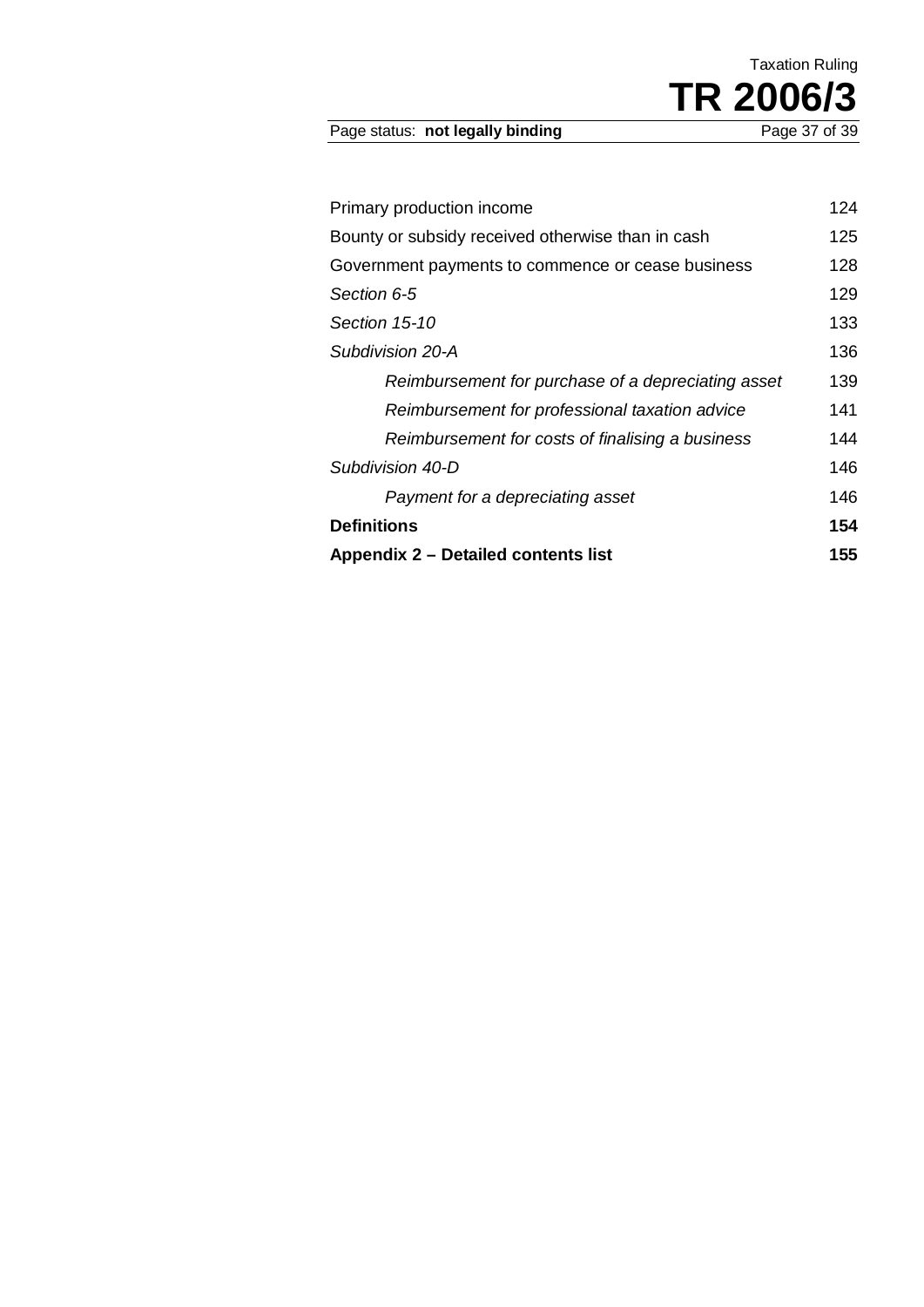| | |
|---|---|
| Primary production income | 124 |
| Bounty or subsidy received otherwise than in cash | 125 |
| Government payments to commence or cease business | 128 |
| *Section 6-5* | 129 |
| *Section 15-10* | 133 |
| *Subdivision 20-A* | 136 |
| &nbsp;&nbsp;&nbsp;&nbsp;*Reimbursement for purchase of a depreciating asset* | 139 |
| &nbsp;&nbsp;&nbsp;&nbsp;*Reimbursement for professional taxation advice* | 141 |
| &nbsp;&nbsp;&nbsp;&nbsp;*Reimbursement for costs of finalising a business* | 144 |
| *Subdivision 40-D* | 146 |
| &nbsp;&nbsp;&nbsp;&nbsp;*Payment for a depreciating asset* | 146 |
| **Definitions** | **154** |
| **Appendix 2 – Detailed contents list** | **155** |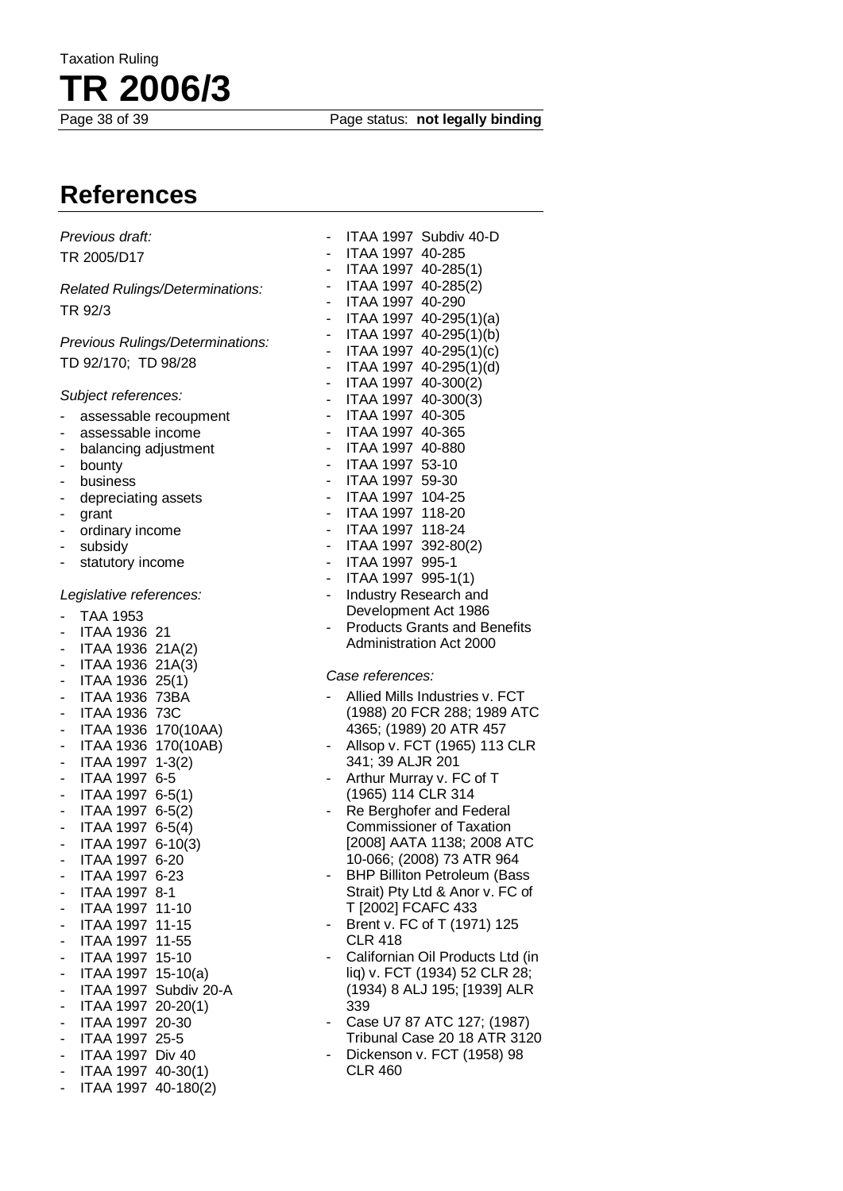## References

*Previous draft:*

TR 2005/D17

*Related Rulings/Determinations:*

TR 92/3

*Previous Rulings/Determinations:*

TD 92/170; TD 98/28

*Subject references:*

- assessable recoupment
- assessable income
- balancing adjustment
- bounty
- business
- depreciating assets
- grant
- ordinary income
- subsidy
- statutory income

*Legislative references:*

- TAA 1953
- ITAA 1936 21
- ITAA 1936 21A(2)
- ITAA 1936 21A(3)
- ITAA 1936 25(1)
- ITAA 1936 73BA
- ITAA 1936 73C
- ITAA 1936 170(10AA)
- ITAA 1936 170(10AB)
- ITAA 1997 1-3(2)
- ITAA 1997 6-5
- ITAA 1997 6-5(1)
- ITAA 1997 6-5(2)
- ITAA 1997 6-5(4)
- ITAA 1997 6-10(3)
- ITAA 1997 6-20
- ITAA 1997 6-23
- ITAA 1997 8-1
- ITAA 1997 11-10
- ITAA 1997 11-15
- ITAA 1997 11-55
- ITAA 1997 15-10
- ITAA 1997 15-10(a)
- ITAA 1997 Subdiv 20-A
- ITAA 1997 20-20(1)
- ITAA 1997 20-30
- ITAA 1997 25-5
- ITAA 1997 Div 40
- ITAA 1997 40-30(1)
- ITAA 1997 40-180(2)
- ITAA 1997 Subdiv 40-D
- ITAA 1997 40-285
- ITAA 1997 40-285(1)
- ITAA 1997 40-285(2)
- ITAA 1997 40-290
- ITAA 1997 40-295(1)(a)
- ITAA 1997 40-295(1)(b)
- ITAA 1997 40-295(1)(c)
- ITAA 1997 40-295(1)(d)
- ITAA 1997 40-300(2)
- ITAA 1997 40-300(3)
- ITAA 1997 40-305
- ITAA 1997 40-365
- ITAA 1997 40-880
- ITAA 1997 53-10
- ITAA 1997 59-30
- ITAA 1997 104-25
- ITAA 1997 118-20
- ITAA 1997 118-24
- ITAA 1997 392-80(2)
- ITAA 1997 995-1
- ITAA 1997 995-1(1)
- Industry Research and Development Act 1986
- Products Grants and Benefits Administration Act 2000

*Case references:*

- Allied Mills Industries v. FCT (1988) 20 FCR 288; 1989 ATC 4365; (1989) 20 ATR 457
- Allsop v. FCT (1965) 113 CLR 341; 39 ALJR 201
- Arthur Murray v. FC of T (1965) 114 CLR 314
- Re Berghofer and Federal Commissioner of Taxation [2008] AATA 1138; 2008 ATC 10-066; (2008) 73 ATR 964
- BHP Billiton Petroleum (Bass Strait) Pty Ltd & Anor v. FC of T [2002] FCAFC 433
- Brent v. FC of T (1971) 125 CLR 418
- Californian Oil Products Ltd (in liq) v. FCT (1934) 52 CLR 28; (1934) 8 ALJ 195; [1939] ALR 339
- Case U7 87 ATC 127; (1987) Tribunal Case 20 18 ATR 3120
- Dickenson v. FCT (1958) 98 CLR 460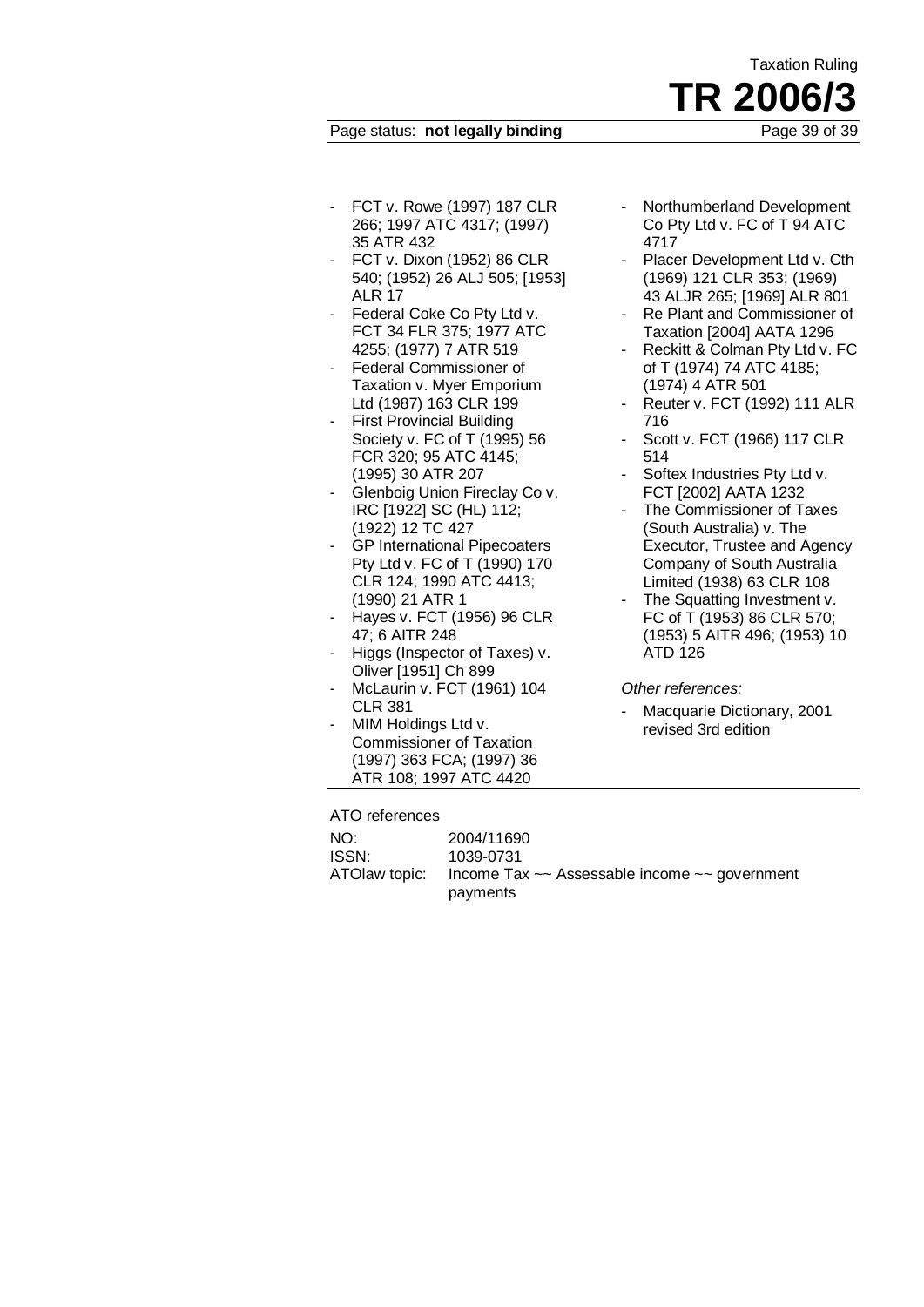- FCT v. Rowe (1997) 187 CLR 266; 1997 ATC 4317; (1997) 35 ATR 432
- FCT v. Dixon (1952) 86 CLR 540; (1952) 26 ALJ 505; [1953] ALR 17
- Federal Coke Co Pty Ltd v. FCT 34 FLR 375; 1977 ATC 4255; (1977) 7 ATR 519
- Federal Commissioner of Taxation v. Myer Emporium Ltd (1987) 163 CLR 199
- First Provincial Building Society v. FC of T (1995) 56 FCR 320; 95 ATC 4145; (1995) 30 ATR 207
- Glenboig Union Fireclay Co v. IRC [1922] SC (HL) 112; (1922) 12 TC 427
- GP International Pipecoaters Pty Ltd v. FC of T (1990) 170 CLR 124; 1990 ATC 4413; (1990) 21 ATR 1
- Hayes v. FCT (1956) 96 CLR 47; 6 AITR 248
- Higgs (Inspector of Taxes) v. Oliver [1951] Ch 899
- McLaurin v. FCT (1961) 104 CLR 381
- MIM Holdings Ltd v. Commissioner of Taxation (1997) 363 FCA; (1997) 36 ATR 108; 1997 ATC 4420
- Northumberland Development Co Pty Ltd v. FC of T 94 ATC 4717
- Placer Development Ltd v. Cth (1969) 121 CLR 353; (1969) 43 ALJR 265; [1969] ALR 801
- Re Plant and Commissioner of Taxation [2004] AATA 1296
- Reckitt & Colman Pty Ltd v. FC of T (1974) 74 ATC 4185; (1974) 4 ATR 501
- Reuter v. FCT (1992) 111 ALR 716
- Scott v. FCT (1966) 117 CLR 514
- Softex Industries Pty Ltd v. FCT [2002] AATA 1232
- The Commissioner of Taxes (South Australia) v. The Executor, Trustee and Agency Company of South Australia Limited (1938) 63 CLR 108
- The Squatting Investment v. FC of T (1953) 86 CLR 570; (1953) 5 AITR 496; (1953) 10 ATD 126

*Other references:*

- Macquarie Dictionary, 2001 revised 3rd edition

ATO references

| | |
|---|---|
| NO: | 2004/11690 |
| ISSN: | 1039-0731 |
| ATOlaw topic: | Income Tax ~~ Assessable income ~~ government payments |